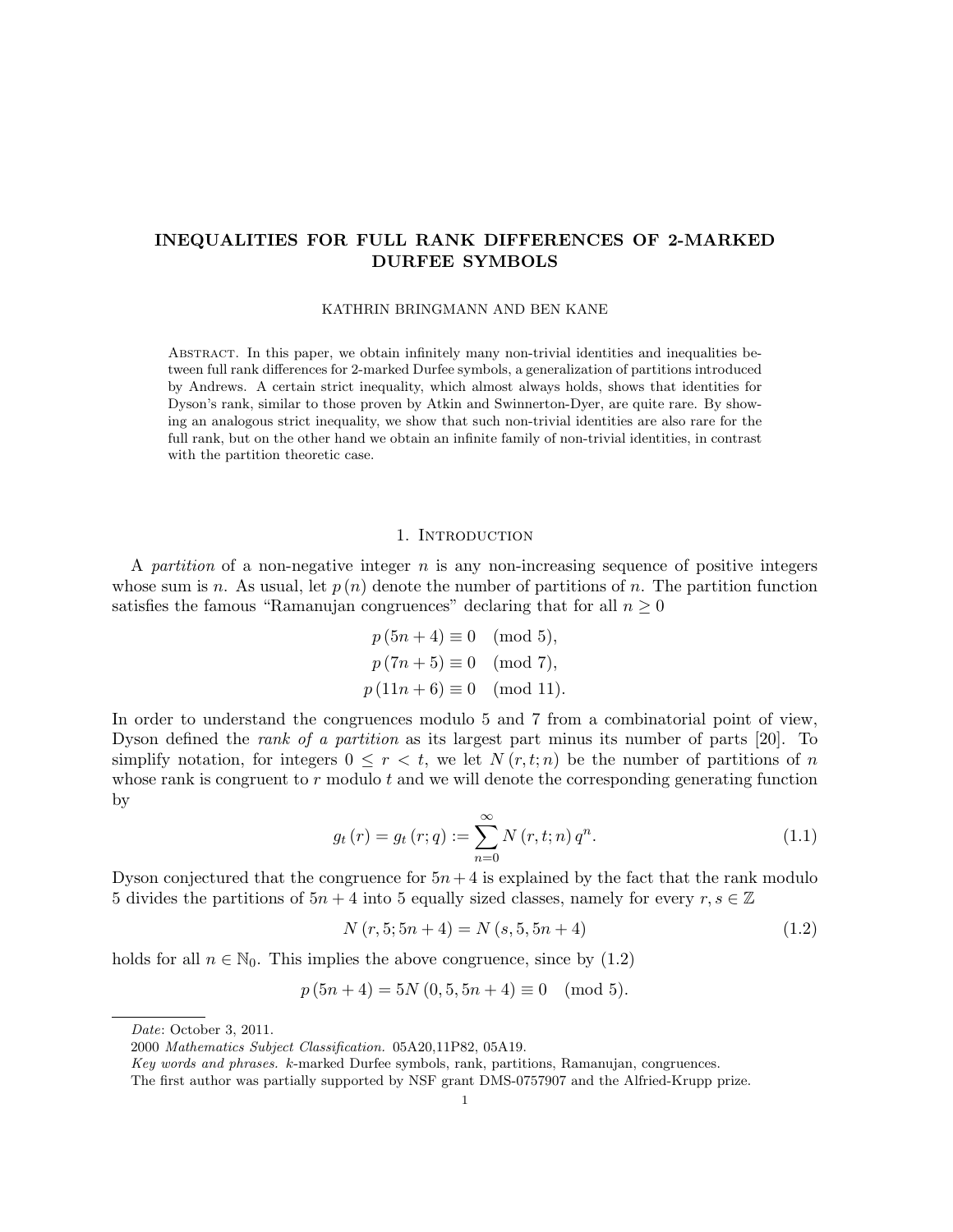# INEQUALITIES FOR FULL RANK DIFFERENCES OF 2-MARKED DURFEE SYMBOLS

KATHRIN BRINGMANN AND BEN KANE

Abstract. In this paper, we obtain infinitely many non-trivial identities and inequalities between full rank differences for 2-marked Durfee symbols, a generalization of partitions introduced by Andrews. A certain strict inequality, which almost always holds, shows that identities for Dyson's rank, similar to those proven by Atkin and Swinnerton-Dyer, are quite rare. By showing an analogous strict inequality, we show that such non-trivial identities are also rare for the full rank, but on the other hand we obtain an infinite family of non-trivial identities, in contrast with the partition theoretic case.

## 1. Introduction

A *partition* of a non-negative integer $n$ is any non-increasing sequence of positive integers whose sum is $n$. As usual, let $p(n)$ denote the number of partitions of $n$. The partition function satisfies the famous "Ramanujan congruences" declaring that for all $n \geq 0$

$$
\begin{aligned}
p(5n+4) &\equiv 0 \pmod{5}, \\
p(7n+5) &\equiv 0 \pmod{7}, \\
p(11n+6) &\equiv 0 \pmod{11}.
\end{aligned}
$$

In order to understand the congruences modulo 5 and 7 from a combinatorial point of view, Dyson defined the *rank of a partition* as its largest part minus its number of parts [20]. To simplify notation, for integers $0 \leq r < t$, we let $N(r,t;n)$ be the number of partitions of $n$ whose rank is congruent to $r$ modulo $t$ and we will denote the corresponding generating function by

$$
g_t(r) = g_t(r;q) := \sum_{n=0}^{\infty} N(r,t;n)\, q^n. \tag{1.1}
$$

Dyson conjectured that the congruence for $5n+4$ is explained by the fact that the rank modulo 5 divides the partitions of $5n+4$ into 5 equally sized classes, namely for every $r,s \in \mathbb{Z}$

$$
N(r,5;5n+4) = N(s,5,5n+4) \tag{1.2}
$$

holds for all $n \in \mathbb{N}_0$. This implies the above congruence, since by (1.2)

$$
p(5n+4) = 5N(0,5,5n+4) \equiv 0 \pmod{5}.
$$

---

*Date*: October 3, 2011.

2000 *Mathematics Subject Classification.* 05A20,11P82, 05A19.

*Key words and phrases.* $k$-marked Durfee symbols, rank, partitions, Ramanujan, congruences.

The first author was partially supported by NSF grant DMS-0757907 and the Alfried-Krupp prize.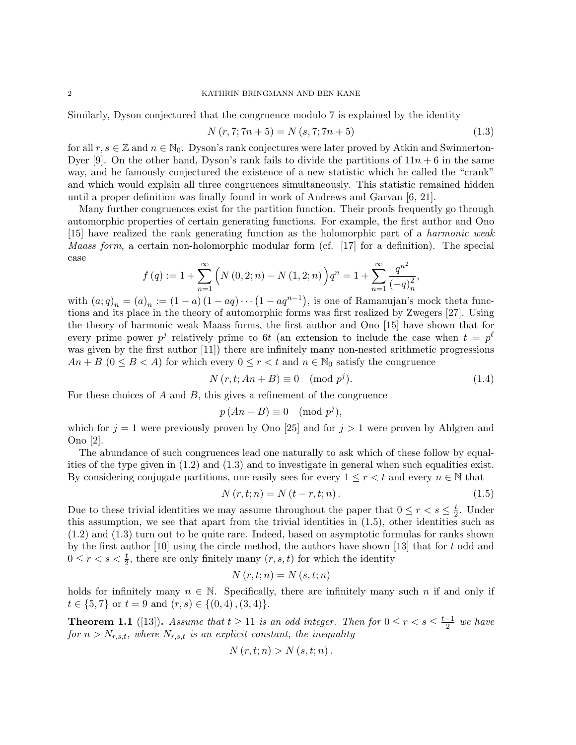Similarly, Dyson conjectured that the congruence modulo 7 is explained by the identity

$$N(r,7;7n+5) = N(s,7;7n+5) \tag{1.3}$$

for all $r, s \in \mathbb{Z}$ and $n \in \mathbb{N}_0$. Dyson's rank conjectures were later proved by Atkin and Swinnerton-Dyer [9]. On the other hand, Dyson's rank fails to divide the partitions of $11n+6$ in the same way, and he famously conjectured the existence of a new statistic which he called the "crank" and which would explain all three congruences simultaneously. This statistic remained hidden until a proper definition was finally found in work of Andrews and Garvan [6, 21].

Many further congruences exist for the partition function. Their proofs frequently go through automorphic properties of certain generating functions. For example, the first author and Ono [15] have realized the rank generating function as the holomorphic part of a *harmonic weak Maass form*, a certain non-holomorphic modular form (cf. [17] for a definition). The special case

$$f(q) := 1 + \sum_{n=1}^{\infty} \Big( N(0,2;n) - N(1,2;n) \Big) q^n = 1 + \sum_{n=1}^{\infty} \frac{q^{n^2}}{(-q)_n^2},$$

with $(a;q)_n = (a)_n := (1-a)(1-aq)\cdots(1-aq^{n-1})$, is one of Ramanujan's mock theta functions and its place in the theory of automorphic forms was first realized by Zwegers [27]. Using the theory of harmonic weak Maass forms, the first author and Ono [15] have shown that for every prime power $p^j$ relatively prime to $6t$ (an extension to include the case when $t = p^\ell$ was given by the first author [11]) there are infinitely many non-nested arithmetic progressions $An+B$ $(0 \leq B < A)$ for which every $0 \leq r < t$ and $n \in \mathbb{N}_0$ satisfy the congruence

$$N(r,t;An+B) \equiv 0 \pmod{p^j}. \tag{1.4}$$

For these choices of $A$ and $B$, this gives a refinement of the congruence

$$p(An+B) \equiv 0 \pmod{p^j},$$

which for $j = 1$ were previously proven by Ono [25] and for $j > 1$ were proven by Ahlgren and Ono [2].

The abundance of such congruences lead one naturally to ask which of these follow by equalities of the type given in (1.2) and (1.3) and to investigate in general when such equalities exist. By considering conjugate partitions, one easily sees for every $1 \leq r < t$ and every $n \in \mathbb{N}$ that

$$N(r,t;n) = N(t-r,t;n). \tag{1.5}$$

Due to these trivial identities we may assume throughout the paper that $0 \leq r < s \leq \frac{t}{2}$. Under this assumption, we see that apart from the trivial identities in (1.5), other identities such as (1.2) and (1.3) turn out to be quite rare. Indeed, based on asymptotic formulas for ranks shown by the first author [10] using the circle method, the authors have shown [13] that for $t$ odd and $0 \leq r < s < \frac{t}{2}$, there are only finitely many $(r,s,t)$ for which the identity

$$N(r,t;n) = N(s,t;n)$$

holds for infinitely many $n \in \mathbb{N}$. Specifically, there are infinitely many such $n$ if and only if $t \in \{5,7\}$ or $t = 9$ and $(r,s) \in \{(0,4),(3,4)\}$.

**Theorem 1.1** ([13]). *Assume that $t \geq 11$ is an odd integer. Then for $0 \leq r < s \leq \frac{t-1}{2}$ we have for $n > N_{r,s,t}$, where $N_{r,s,t}$ is an explicit constant, the inequality*

$$N(r,t;n) > N(s,t;n).$$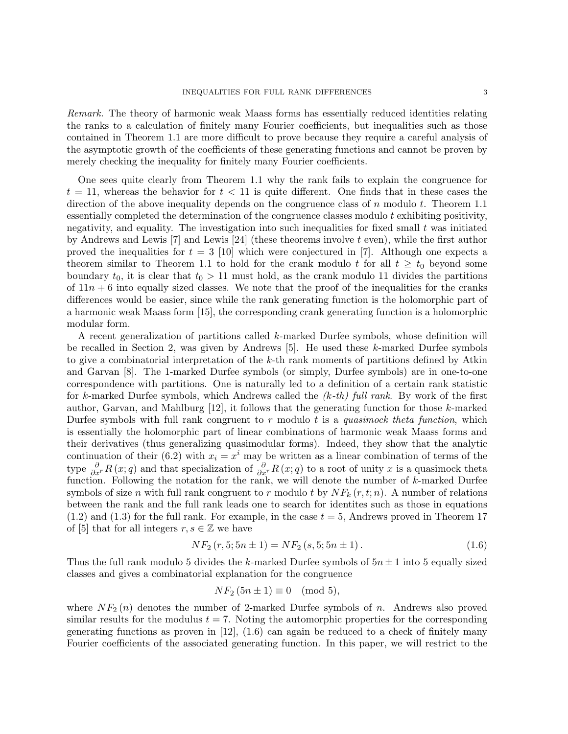*Remark.* The theory of harmonic weak Maass forms has essentially reduced identities relating the ranks to a calculation of finitely many Fourier coefficients, but inequalities such as those contained in Theorem 1.1 are more difficult to prove because they require a careful analysis of the asymptotic growth of the coefficients of these generating functions and cannot be proven by merely checking the inequality for finitely many Fourier coefficients.

One sees quite clearly from Theorem 1.1 why the rank fails to explain the congruence for $t = 11$, whereas the behavior for $t < 11$ is quite different. One finds that in these cases the direction of the above inequality depends on the congruence class of $n$ modulo $t$. Theorem 1.1 essentially completed the determination of the congruence classes modulo $t$ exhibiting positivity, negativity, and equality. The investigation into such inequalities for fixed small $t$ was initiated by Andrews and Lewis [7] and Lewis [24] (these theorems involve $t$ even), while the first author proved the inequalities for $t = 3$ [10] which were conjectured in [7]. Although one expects a theorem similar to Theorem 1.1 to hold for the crank modulo $t$ for all $t \geq t_0$ beyond some boundary $t_0$, it is clear that $t_0 > 11$ must hold, as the crank modulo 11 divides the partitions of $11n + 6$ into equally sized classes. We note that the proof of the inequalities for the cranks differences would be easier, since while the rank generating function is the holomorphic part of a harmonic weak Maass form [15], the corresponding crank generating function is a holomorphic modular form.

A recent generalization of partitions called $k$-marked Durfee symbols, whose definition will be recalled in Section 2, was given by Andrews [5]. He used these $k$-marked Durfee symbols to give a combinatorial interpretation of the $k$-th rank moments of partitions defined by Atkin and Garvan [8]. The 1-marked Durfee symbols (or simply, Durfee symbols) are in one-to-one correspondence with partitions. One is naturally led to a definition of a certain rank statistic for $k$-marked Durfee symbols, which Andrews called the *($k$-th) full rank*. By work of the first author, Garvan, and Mahlburg [12], it follows that the generating function for those $k$-marked Durfee symbols with full rank congruent to $r$ modulo $t$ is a *quasimock theta function*, which is essentially the holomorphic part of linear combinations of harmonic weak Maass forms and their derivatives (thus generalizing quasimodular forms). Indeed, they show that the analytic continuation of their (6.2) with $x_i = x^i$ may be written as a linear combination of terms of the type $\frac{\partial}{\partial x^r} R(x; q)$ and that specialization of $\frac{\partial}{\partial x^r} R(x; q)$ to a root of unity $x$ is a quasimock theta function. Following the notation for the rank, we will denote the number of $k$-marked Durfee symbols of size $n$ with full rank congruent to $r$ modulo $t$ by $NF_k(r, t; n)$. A number of relations between the rank and the full rank leads one to search for identites such as those in equations (1.2) and (1.3) for the full rank. For example, in the case $t = 5$, Andrews proved in Theorem 17 of [5] that for all integers $r, s \in \mathbb{Z}$ we have

$$NF_2(r, 5; 5n \pm 1) = NF_2(s, 5; 5n \pm 1). \tag{1.6}$$

Thus the full rank modulo 5 divides the $k$-marked Durfee symbols of $5n \pm 1$ into 5 equally sized classes and gives a combinatorial explanation for the congruence

$$NF_2(5n \pm 1) \equiv 0 \pmod 5,$$

where $NF_2(n)$ denotes the number of 2-marked Durfee symbols of $n$. Andrews also proved similar results for the modulus $t = 7$. Noting the automorphic properties for the corresponding generating functions as proven in [12], (1.6) can again be reduced to a check of finitely many Fourier coefficients of the associated generating function. In this paper, we will restrict to the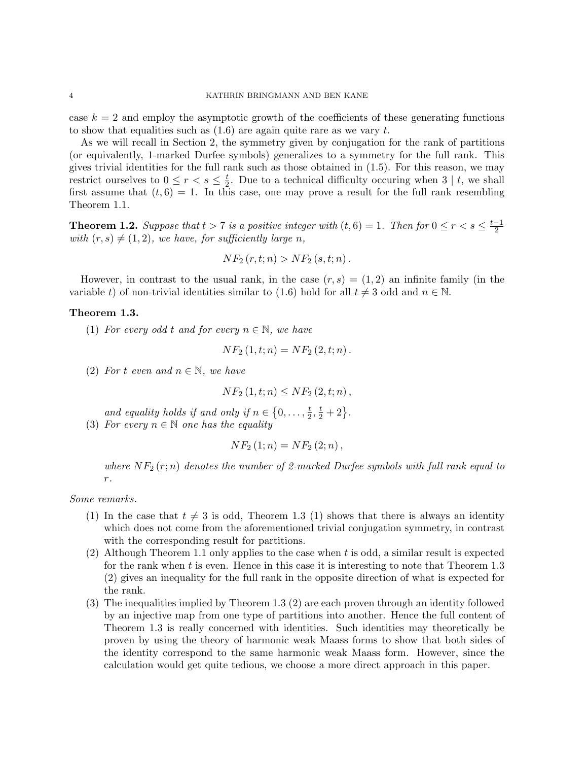case $k = 2$ and employ the asymptotic growth of the coefficients of these generating functions to show that equalities such as (1.6) are again quite rare as we vary $t$.

As we will recall in Section 2, the symmetry given by conjugation for the rank of partitions (or equivalently, 1-marked Durfee symbols) generalizes to a symmetry for the full rank. This gives trivial identities for the full rank such as those obtained in (1.5). For this reason, we may restrict ourselves to $0 \leq r < s \leq \frac{t}{2}$. Due to a technical difficulty occuring when $3 \mid t$, we shall first assume that $(t, 6) = 1$. In this case, one may prove a result for the full rank resembling Theorem 1.1.

**Theorem 1.2.** *Suppose that $t > 7$ is a positive integer with $(t, 6) = 1$. Then for $0 \leq r < s \leq \frac{t-1}{2}$ with $(r, s) \neq (1, 2)$, we have, for sufficiently large $n$,*

$$NF_2\left(r, t; n\right) > NF_2\left(s, t; n\right).$$

However, in contrast to the usual rank, in the case $(r, s) = (1, 2)$ an infinite family (in the variable $t$) of non-trivial identities similar to (1.6) hold for all $t \neq 3$ odd and $n \in \mathbb{N}$.

**Theorem 1.3.**

(1) *For every odd $t$ and for every $n \in \mathbb{N}$, we have*

$$NF_2\left(1, t; n\right) = NF_2\left(2, t; n\right).$$

(2) *For $t$ even and $n \in \mathbb{N}$, we have*

$$NF_2\left(1, t; n\right) \leq NF_2\left(2, t; n\right),$$

*and equality holds if and only if $n \in \left\{0, \ldots, \frac{t}{2}, \frac{t}{2} + 2\right\}$.*

(3) *For every $n \in \mathbb{N}$ one has the equality*

$$NF_2\left(1; n\right) = NF_2\left(2; n\right),$$

*where $NF_2\left(r; n\right)$ denotes the number of 2-marked Durfee symbols with full rank equal to $r$.*

*Some remarks.*

1. In the case that $t \neq 3$ is odd, Theorem 1.3 (1) shows that there is always an identity which does not come from the aforementioned trivial conjugation symmetry, in contrast with the corresponding result for partitions.
2. Although Theorem 1.1 only applies to the case when $t$ is odd, a similar result is expected for the rank when $t$ is even. Hence in this case it is interesting to note that Theorem 1.3 (2) gives an inequality for the full rank in the opposite direction of what is expected for the rank.
3. The inequalities implied by Theorem 1.3 (2) are each proven through an identity followed by an injective map from one type of partitions into another. Hence the full content of Theorem 1.3 is really concerned with identities. Such identities may theoretically be proven by using the theory of harmonic weak Maass forms to show that both sides of the identity correspond to the same harmonic weak Maass form. However, since the calculation would get quite tedious, we choose a more direct approach in this paper.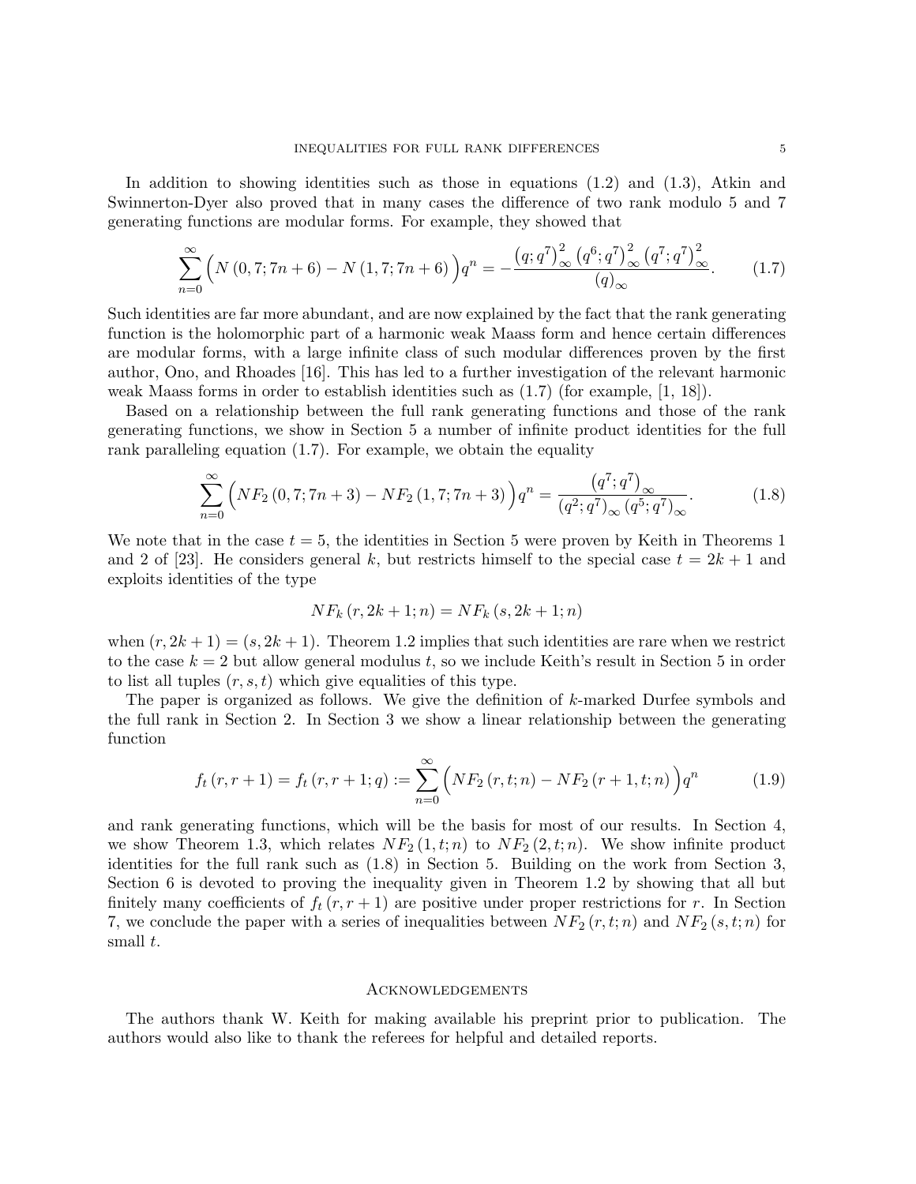In addition to showing identities such as those in equations (1.2) and (1.3), Atkin and Swinnerton-Dyer also proved that in many cases the difference of two rank modulo 5 and 7 generating functions are modular forms. For example, they showed that

$$\sum_{n=0}^{\infty}\Big(N\left(0,7;7n+6\right)-N\left(1,7;7n+6\right)\Big)q^n=-\frac{\left(q;q^7\right)_\infty^2\left(q^6;q^7\right)_\infty^2\left(q^7;q^7\right)_\infty^2}{\left(q\right)_\infty}. \tag{1.7}$$

Such identities are far more abundant, and are now explained by the fact that the rank generating function is the holomorphic part of a harmonic weak Maass form and hence certain differences are modular forms, with a large infinite class of such modular differences proven by the first author, Ono, and Rhoades [16]. This has led to a further investigation of the relevant harmonic weak Maass forms in order to establish identities such as (1.7) (for example, [1, 18]).

Based on a relationship between the full rank generating functions and those of the rank generating functions, we show in Section 5 a number of infinite product identities for the full rank paralleling equation (1.7). For example, we obtain the equality

$$\sum_{n=0}^{\infty}\Big(NF_2\left(0,7;7n+3\right)-NF_2\left(1,7;7n+3\right)\Big)q^n=\frac{\left(q^7;q^7\right)_\infty}{\left(q^2;q^7\right)_\infty\left(q^5;q^7\right)_\infty}. \tag{1.8}$$

We note that in the case $t=5$, the identities in Section 5 were proven by Keith in Theorems 1 and 2 of [23]. He considers general $k$, but restricts himself to the special case $t=2k+1$ and exploits identities of the type

$$NF_k\left(r,2k+1;n\right)=NF_k\left(s,2k+1;n\right)$$

when $(r,2k+1)=(s,2k+1)$. Theorem 1.2 implies that such identities are rare when we restrict to the case $k=2$ but allow general modulus $t$, so we include Keith's result in Section 5 in order to list all tuples $(r,s,t)$ which give equalities of this type.

The paper is organized as follows. We give the definition of $k$-marked Durfee symbols and the full rank in Section 2. In Section 3 we show a linear relationship between the generating function

$$f_t\left(r,r+1\right)=f_t\left(r,r+1;q\right):=\sum_{n=0}^{\infty}\Big(NF_2\left(r,t;n\right)-NF_2\left(r+1,t;n\right)\Big)q^n \tag{1.9}$$

and rank generating functions, which will be the basis for most of our results. In Section 4, we show Theorem 1.3, which relates $NF_2\left(1,t;n\right)$ to $NF_2\left(2,t;n\right)$. We show infinite product identities for the full rank such as (1.8) in Section 5. Building on the work from Section 3, Section 6 is devoted to proving the inequality given in Theorem 1.2 by showing that all but finitely many coefficients of $f_t\left(r,r+1\right)$ are positive under proper restrictions for $r$. In Section 7, we conclude the paper with a series of inequalities between $NF_2\left(r,t;n\right)$ and $NF_2\left(s,t;n\right)$ for small $t$.

## Acknowledgements

The authors thank W. Keith for making available his preprint prior to publication. The authors would also like to thank the referees for helpful and detailed reports.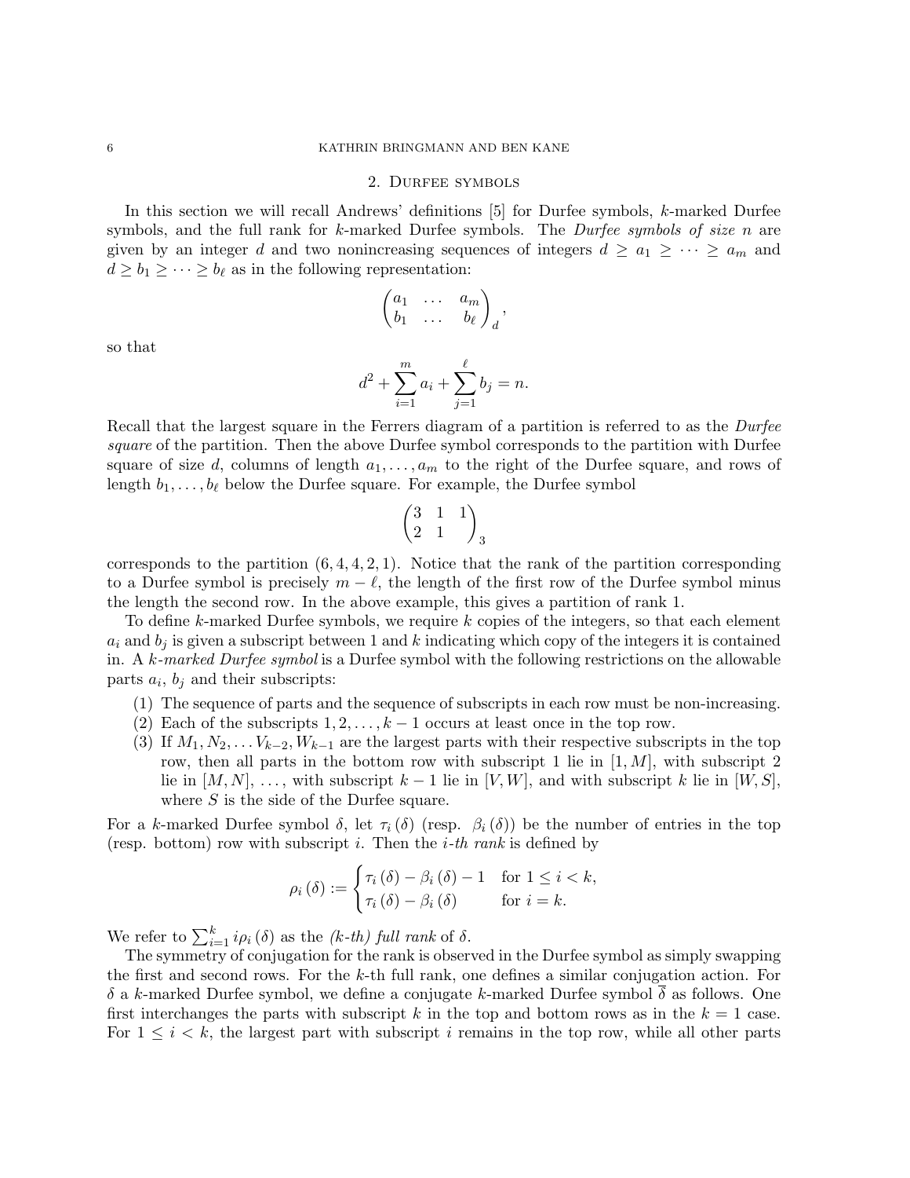## 2. Durfee symbols

In this section we will recall Andrews' definitions [5] for Durfee symbols, $k$-marked Durfee symbols, and the full rank for $k$-marked Durfee symbols. The *Durfee symbols of size $n$* are given by an integer $d$ and two nonincreasing sequences of integers $d \geq a_1 \geq \cdots \geq a_m$ and $d \geq b_1 \geq \cdots \geq b_\ell$ as in the following representation:

$$\begin{pmatrix} a_1 & \dots & a_m \\ b_1 & \dots & b_\ell \end{pmatrix}_d,$$

so that

$$d^2 + \sum_{i=1}^{m} a_i + \sum_{j=1}^{\ell} b_j = n.$$

Recall that the largest square in the Ferrers diagram of a partition is referred to as the *Durfee square* of the partition. Then the above Durfee symbol corresponds to the partition with Durfee square of size $d$, columns of length $a_1, \dots, a_m$ to the right of the Durfee square, and rows of length $b_1, \dots, b_\ell$ below the Durfee square. For example, the Durfee symbol

$$\begin{pmatrix} 3 & 1 & 1 \\ 2 & 1 & \end{pmatrix}_3$$

corresponds to the partition $(6, 4, 4, 2, 1)$. Notice that the rank of the partition corresponding to a Durfee symbol is precisely $m - \ell$, the length of the first row of the Durfee symbol minus the length the second row. In the above example, this gives a partition of rank 1.

To define $k$-marked Durfee symbols, we require $k$ copies of the integers, so that each element $a_i$ and $b_j$ is given a subscript between 1 and $k$ indicating which copy of the integers it is contained in. A *$k$-marked Durfee symbol* is a Durfee symbol with the following restrictions on the allowable parts $a_i$, $b_j$ and their subscripts:

1. The sequence of parts and the sequence of subscripts in each row must be non-increasing.
2. Each of the subscripts $1, 2, \dots, k-1$ occurs at least once in the top row.
3. If $M_1, N_2, \dots V_{k-2}, W_{k-1}$ are the largest parts with their respective subscripts in the top row, then all parts in the bottom row with subscript 1 lie in $[1, M]$, with subscript 2 lie in $[M, N]$, $\dots$, with subscript $k-1$ lie in $[V, W]$, and with subscript $k$ lie in $[W, S]$, where $S$ is the side of the Durfee square.

For a $k$-marked Durfee symbol $\delta$, let $\tau_i(\delta)$ (resp. $\beta_i(\delta)$) be the number of entries in the top (resp. bottom) row with subscript $i$. Then the *$i$-th rank* is defined by

$$\rho_i(\delta) := \begin{cases} \tau_i(\delta) - \beta_i(\delta) - 1 & \text{for } 1 \leq i < k, \\ \tau_i(\delta) - \beta_i(\delta) & \text{for } i = k. \end{cases}$$

We refer to $\sum_{i=1}^{k} i\rho_i(\delta)$ as the *($k$-th) full rank* of $\delta$.

The symmetry of conjugation for the rank is observed in the Durfee symbol as simply swapping the first and second rows. For the $k$-th full rank, one defines a similar conjugation action. For $\delta$ a $k$-marked Durfee symbol, we define a conjugate $k$-marked Durfee symbol $\overline{\delta}$ as follows. One first interchanges the parts with subscript $k$ in the top and bottom rows as in the $k = 1$ case. For $1 \leq i < k$, the largest part with subscript $i$ remains in the top row, while all other parts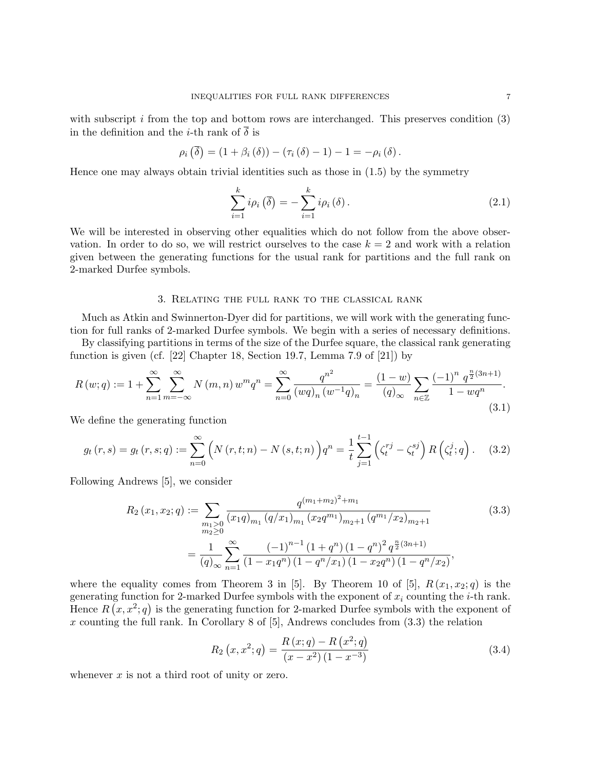with subscript $i$ from the top and bottom rows are interchanged. This preserves condition (3) in the definition and the $i$-th rank of $\overline{\delta}$ is

$$\rho_i\left(\overline{\delta}\right) = \left(1 + \beta_i\left(\delta\right)\right) - \left(\tau_i\left(\delta\right) - 1\right) - 1 = -\rho_i\left(\delta\right).$$

Hence one may always obtain trivial identities such as those in (1.5) by the symmetry

$$\sum_{i=1}^{k} i\rho_i\left(\overline{\delta}\right) = -\sum_{i=1}^{k} i\rho_i\left(\delta\right). \tag{2.1}$$

We will be interested in observing other equalities which do not follow from the above observation. In order to do so, we will restrict ourselves to the case $k=2$ and work with a relation given between the generating functions for the usual rank for partitions and the full rank on 2-marked Durfee symbols.

## 3. Relating the full rank to the classical rank

Much as Atkin and Swinnerton-Dyer did for partitions, we will work with the generating function for full ranks of 2-marked Durfee symbols. We begin with a series of necessary definitions.

By classifying partitions in terms of the size of the Durfee square, the classical rank generating function is given (cf. [22] Chapter 18, Section 19.7, Lemma 7.9 of [21]) by

$$R\left(w;q\right) := 1 + \sum_{n=1}^{\infty}\sum_{m=-\infty}^{\infty} N\left(m,n\right) w^m q^n = \sum_{n=0}^{\infty} \frac{q^{n^2}}{\left(wq\right)_n\left(w^{-1}q\right)_n} = \frac{\left(1-w\right)}{\left(q\right)_\infty}\sum_{n\in\mathbb{Z}} \frac{\left(-1\right)^n q^{\frac{n}{2}\left(3n+1\right)}}{1-wq^n}. \tag{3.1}$$

We define the generating function

$$g_t\left(r,s\right) = g_t\left(r,s;q\right) := \sum_{n=0}^{\infty}\Big(N\left(r,t;n\right) - N\left(s,t;n\right)\Big)q^n = \frac{1}{t}\sum_{j=1}^{t-1}\left(\zeta_t^{rj} - \zeta_t^{sj}\right)R\left(\zeta_t^{j};q\right). \tag{3.2}$$

Following Andrews [5], we consider

$$\begin{aligned} R_2\left(x_1,x_2;q\right) &:= \sum_{\substack{m_1>0\\ m_2\geq 0}} \frac{q^{\left(m_1+m_2\right)^2+m_1}}{\left(x_1q\right)_{m_1}\left(q/x_1\right)_{m_1}\left(x_2q^{m_1}\right)_{m_2+1}\left(q^{m_1}/x_2\right)_{m_2+1}} \\ &= \frac{1}{\left(q\right)_\infty}\sum_{n=1}^{\infty} \frac{\left(-1\right)^{n-1}\left(1+q^n\right)\left(1-q^n\right)^2 q^{\frac{n}{2}\left(3n+1\right)}}{\left(1-x_1q^n\right)\left(1-q^n/x_1\right)\left(1-x_2q^n\right)\left(1-q^n/x_2\right)}, \end{aligned} \tag{3.3}$$

where the equality comes from Theorem 3 in [5]. By Theorem 10 of [5], $R\left(x_1,x_2;q\right)$ is the generating function for 2-marked Durfee symbols with the exponent of $x_i$ counting the $i$-th rank. Hence $R\left(x,x^2;q\right)$ is the generating function for 2-marked Durfee symbols with the exponent of $x$ counting the full rank. In Corollary 8 of [5], Andrews concludes from (3.3) the relation

$$R_2\left(x,x^2;q\right) = \frac{R\left(x;q\right) - R\left(x^2;q\right)}{\left(x-x^2\right)\left(1-x^{-3}\right)} \tag{3.4}$$

whenever $x$ is not a third root of unity or zero.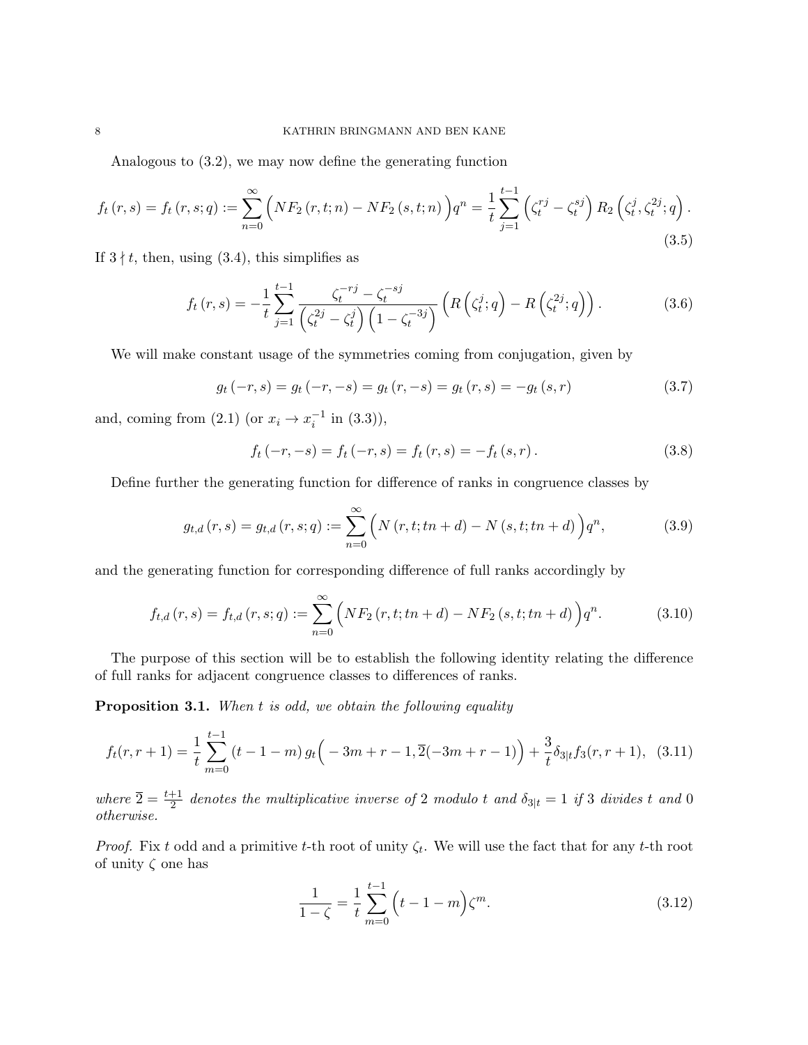Analogous to (3.2), we may now define the generating function

$$f_t(r,s) = f_t(r,s;q) := \sum_{n=0}^{\infty} \Big( NF_2(r,t;n) - NF_2(s,t;n) \Big) q^n = \frac{1}{t} \sum_{j=1}^{t-1} \left( \zeta_t^{rj} - \zeta_t^{sj} \right) R_2\left( \zeta_t^{j}, \zeta_t^{2j}; q \right). \tag{3.5}$$

If $3 \nmid t$, then, using (3.4), this simplifies as

$$f_t(r,s) = -\frac{1}{t} \sum_{j=1}^{t-1} \frac{\zeta_t^{-rj} - \zeta_t^{-sj}}{\left( \zeta_t^{2j} - \zeta_t^{j} \right)\left( 1 - \zeta_t^{-3j} \right)} \left( R\left( \zeta_t^{j}; q \right) - R\left( \zeta_t^{2j}; q \right) \right). \tag{3.6}$$

We will make constant usage of the symmetries coming from conjugation, given by

$$g_t(-r,s) = g_t(-r,-s) = g_t(r,-s) = g_t(r,s) = -g_t(s,r) \tag{3.7}$$

and, coming from (2.1) (or $x_i \to x_i^{-1}$ in (3.3)),

$$f_t(-r,-s) = f_t(-r,s) = f_t(r,s) = -f_t(s,r). \tag{3.8}$$

Define further the generating function for difference of ranks in congruence classes by

$$g_{t,d}(r,s) = g_{t,d}(r,s;q) := \sum_{n=0}^{\infty} \Big( N(r,t;tn+d) - N(s,t;tn+d) \Big) q^n, \tag{3.9}$$

and the generating function for corresponding difference of full ranks accordingly by

$$f_{t,d}(r,s) = f_{t,d}(r,s;q) := \sum_{n=0}^{\infty} \Big( NF_2(r,t;tn+d) - NF_2(s,t;tn+d) \Big) q^n. \tag{3.10}$$

The purpose of this section will be to establish the following identity relating the difference of full ranks for adjacent congruence classes to differences of ranks.

**Proposition 3.1.** *When $t$ is odd, we obtain the following equality*

$$f_t(r,r+1) = \frac{1}{t} \sum_{m=0}^{t-1} (t-1-m)\, g_t\Big( -3m+r-1, \overline{2}(-3m+r-1) \Big) + \frac{3}{t} \delta_{3|t} f_3(r,r+1), \tag{3.11}$$

*where $\overline{2} = \frac{t+1}{2}$ denotes the multiplicative inverse of $2$ modulo $t$ and $\delta_{3|t} = 1$ if $3$ divides $t$ and $0$ otherwise.*

*Proof.* Fix $t$ odd and a primitive $t$-th root of unity $\zeta_t$. We will use the fact that for any $t$-th root of unity $\zeta$ one has

$$\frac{1}{1-\zeta} = \frac{1}{t} \sum_{m=0}^{t-1} \Big( t-1-m \Big) \zeta^m. \tag{3.12}$$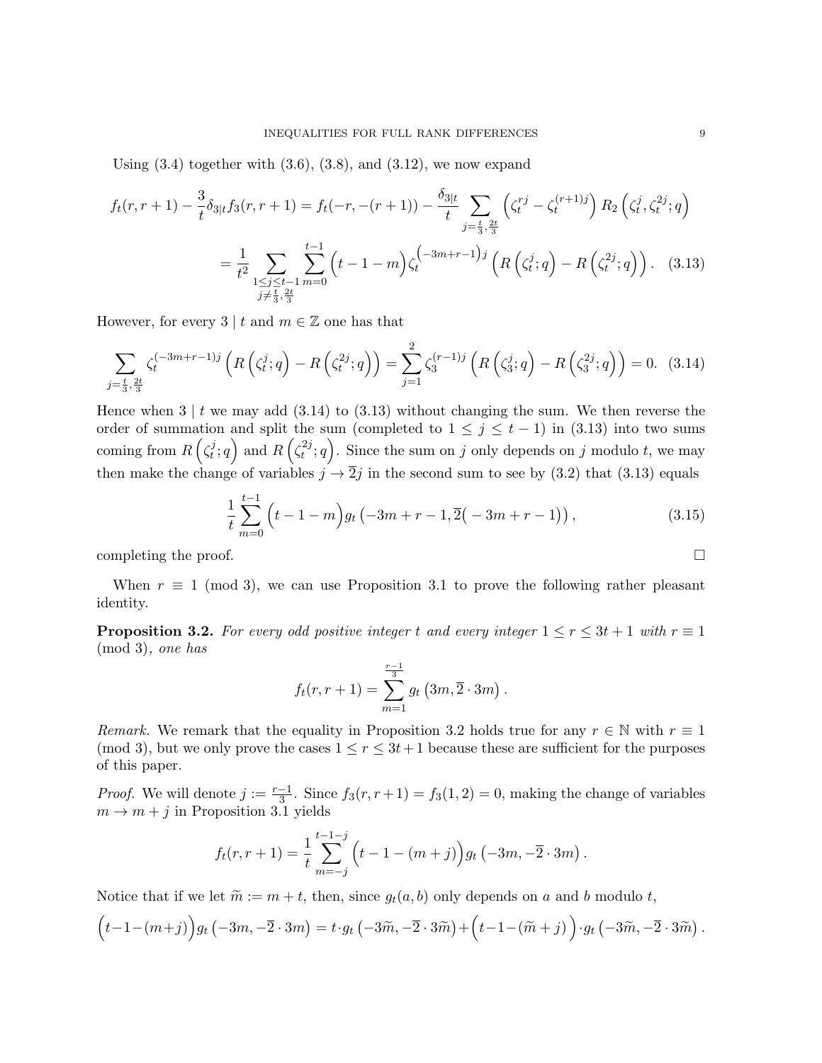Using (3.4) together with (3.6), (3.8), and (3.12), we now expand

$$
\begin{aligned}
f_t(r,r+1)-\frac{3}{t}\delta_{3|t}f_3(r,r+1) &= f_t(-r,-(r+1))-\frac{\delta_{3|t}}{t}\sum_{j=\frac{t}{3},\frac{2t}{3}}\left(\zeta_t^{rj}-\zeta_t^{(r+1)j}\right)R_2\left(\zeta_t^{j},\zeta_t^{2j};q\right)\\
&=\frac{1}{t^2}\sum_{\substack{1\le j\le t-1\\ j\neq \frac{t}{3},\frac{2t}{3}}}\sum_{m=0}^{t-1}\Big(t-1-m\Big)\zeta_t^{\left(-3m+r-1\right)j}\left(R\left(\zeta_t^{j};q\right)-R\left(\zeta_t^{2j};q\right)\right). \quad (3.13)
\end{aligned}
$$

However, for every $3\mid t$ and $m\in\mathbb{Z}$ one has that

$$
\sum_{j=\frac{t}{3},\frac{2t}{3}}\zeta_t^{(-3m+r-1)j}\left(R\left(\zeta_t^{j};q\right)-R\left(\zeta_t^{2j};q\right)\right)=\sum_{j=1}^{2}\zeta_3^{(r-1)j}\left(R\left(\zeta_3^{j};q\right)-R\left(\zeta_3^{2j};q\right)\right)=0. \quad (3.14)
$$

Hence when $3\mid t$ we may add (3.14) to (3.13) without changing the sum. We then reverse the order of summation and split the sum (completed to $1\le j\le t-1$) in (3.13) into two sums coming from $R\left(\zeta_t^{j};q\right)$ and $R\left(\zeta_t^{2j};q\right)$. Since the sum on $j$ only depends on $j$ modulo $t$, we may then make the change of variables $j\to\overline{2}j$ in the second sum to see by (3.2) that (3.13) equals

$$
\frac{1}{t}\sum_{m=0}^{t-1}\Big(t-1-m\Big)g_t\left(-3m+r-1,\overline{2}\big(-3m+r-1\big)\right), \quad (3.15)
$$

completing the proof. $\square$

When $r\equiv 1 \pmod 3$, we can use Proposition 3.1 to prove the following rather pleasant identity.

**Proposition 3.2.** *For every odd positive integer $t$ and every integer $1\le r\le 3t+1$ with $r\equiv 1 \pmod 3$, one has*

$$
f_t(r,r+1)=\sum_{m=1}^{\frac{r-1}{3}}g_t\left(3m,\overline{2}\cdot 3m\right).
$$

*Remark.* We remark that the equality in Proposition 3.2 holds true for any $r\in\mathbb{N}$ with $r\equiv 1 \pmod 3$, but we only prove the cases $1\le r\le 3t+1$ because these are sufficient for the purposes of this paper.

*Proof.* We will denote $j:=\frac{r-1}{3}$. Since $f_3(r,r+1)=f_3(1,2)=0$, making the change of variables $m\to m+j$ in Proposition 3.1 yields

$$
f_t(r,r+1)=\frac{1}{t}\sum_{m=-j}^{t-1-j}\Big(t-1-(m+j)\Big)g_t\left(-3m,-\overline{2}\cdot 3m\right).
$$

Notice that if we let $\widetilde{m}:=m+t$, then, since $g_t(a,b)$ only depends on $a$ and $b$ modulo $t$,

$$
\Big(t-1-(m+j)\Big)g_t\left(-3m,-\overline{2}\cdot 3m\right)=t\cdot g_t\left(-3\widetilde{m},-\overline{2}\cdot 3\widetilde{m}\right)+\Big(t-1-(\widetilde{m}+j)\Big)\cdot g_t\left(-3\widetilde{m},-\overline{2}\cdot 3\widetilde{m}\right).
$$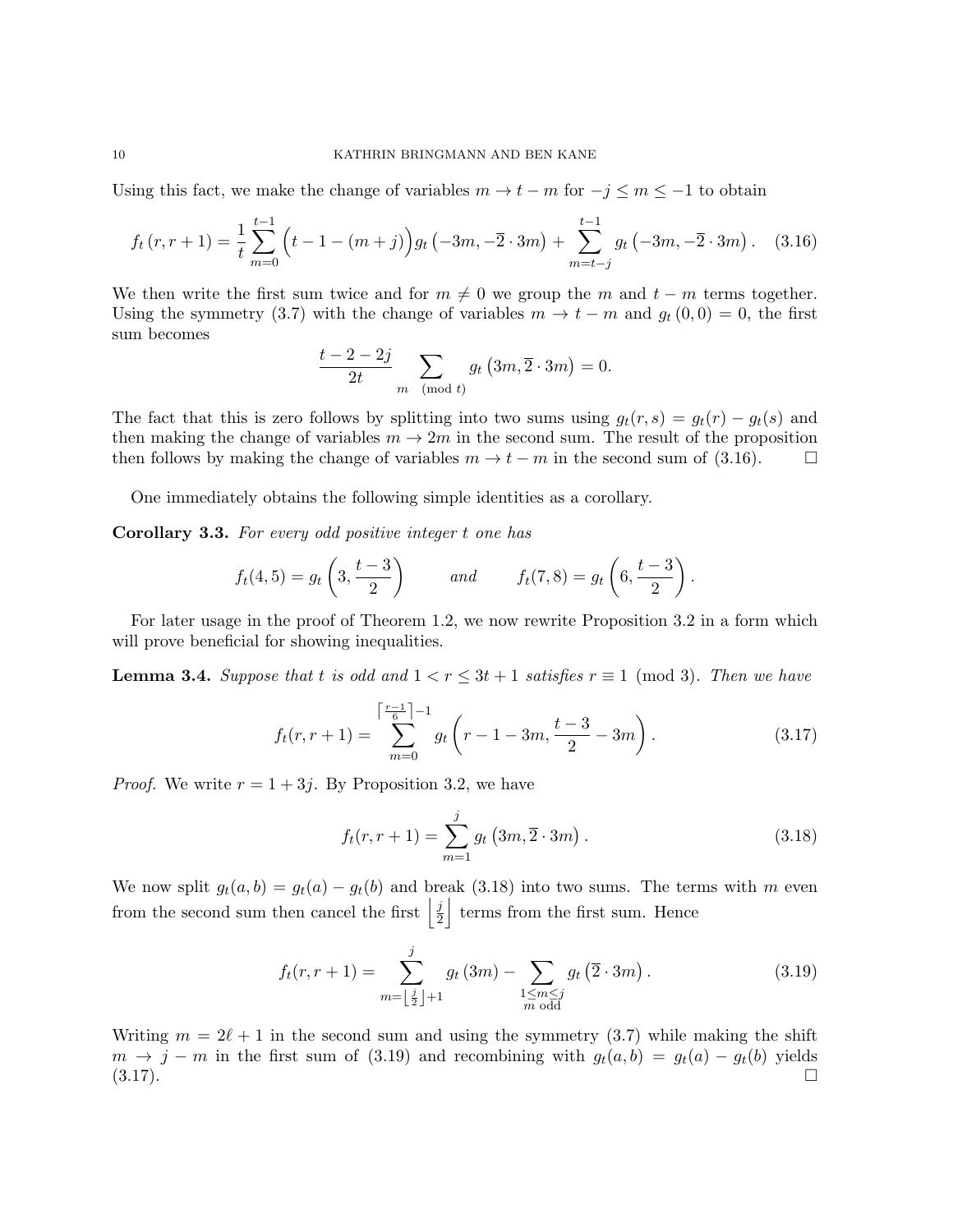Using this fact, we make the change of variables $m \to t - m$ for $-j \leq m \leq -1$ to obtain

$$f_t(r, r+1) = \frac{1}{t} \sum_{m=0}^{t-1} \Big( t - 1 - (m+j) \Big) g_t\left(-3m, -\overline{2} \cdot 3m\right) + \sum_{m=t-j}^{t-1} g_t\left(-3m, -\overline{2} \cdot 3m\right). \quad (3.16)$$

We then write the first sum twice and for $m \neq 0$ we group the $m$ and $t - m$ terms together. Using the symmetry (3.7) with the change of variables $m \to t - m$ and $g_t(0, 0) = 0$, the first sum becomes

$$\frac{t - 2 - 2j}{2t} \sum_{m \pmod t} g_t\left(3m, \overline{2} \cdot 3m\right) = 0.$$

The fact that this is zero follows by splitting into two sums using $g_t(r, s) = g_t(r) - g_t(s)$ and then making the change of variables $m \to 2m$ in the second sum. The result of the proposition then follows by making the change of variables $m \to t - m$ in the second sum of (3.16). $\square$

One immediately obtains the following simple identities as a corollary.

**Corollary 3.3.** *For every odd positive integer $t$ one has*

$$f_t(4, 5) = g_t\left(3, \frac{t-3}{2}\right) \qquad \text{and} \qquad f_t(7, 8) = g_t\left(6, \frac{t-3}{2}\right).$$

For later usage in the proof of Theorem 1.2, we now rewrite Proposition 3.2 in a form which will prove beneficial for showing inequalities.

**Lemma 3.4.** *Suppose that $t$ is odd and $1 < r \leq 3t + 1$ satisfies $r \equiv 1 \pmod 3$. Then we have*

$$f_t(r, r+1) = \sum_{m=0}^{\left\lceil \frac{r-1}{6} \right\rceil - 1} g_t\left(r - 1 - 3m, \frac{t-3}{2} - 3m\right). \quad (3.17)$$

*Proof.* We write $r = 1 + 3j$. By Proposition 3.2, we have

$$f_t(r, r+1) = \sum_{m=1}^{j} g_t\left(3m, \overline{2} \cdot 3m\right). \quad (3.18)$$

We now split $g_t(a, b) = g_t(a) - g_t(b)$ and break (3.18) into two sums. The terms with $m$ even from the second sum then cancel the first $\left\lfloor \frac{j}{2} \right\rfloor$ terms from the first sum. Hence

$$f_t(r, r+1) = \sum_{m=\left\lfloor \frac{j}{2} \right\rfloor + 1}^{j} g_t(3m) - \sum_{\substack{1 \leq m \leq j \\ m \text{ odd}}} g_t\left(\overline{2} \cdot 3m\right). \quad (3.19)$$

Writing $m = 2\ell + 1$ in the second sum and using the symmetry (3.7) while making the shift $m \to j - m$ in the first sum of (3.19) and recombining with $g_t(a, b) = g_t(a) - g_t(b)$ yields (3.17). $\square$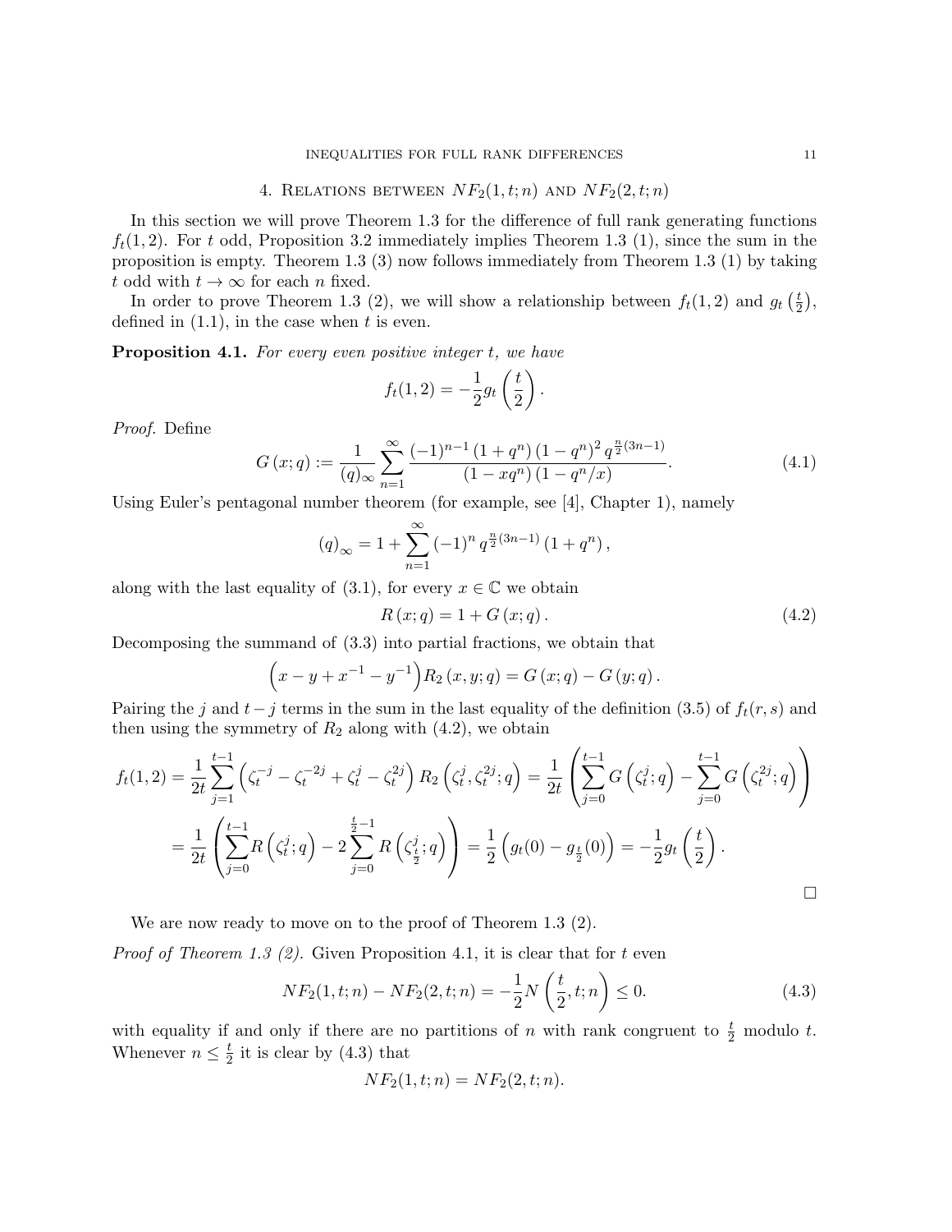## 4. Relations between $NF_2(1,t;n)$ and $NF_2(2,t;n)$

In this section we will prove Theorem 1.3 for the difference of full rank generating functions $f_t(1,2)$. For $t$ odd, Proposition 3.2 immediately implies Theorem 1.3 (1), since the sum in the proposition is empty. Theorem 1.3 (3) now follows immediately from Theorem 1.3 (1) by taking $t$ odd with $t \to \infty$ for each $n$ fixed.

In order to prove Theorem 1.3 (2), we will show a relationship between $f_t(1,2)$ and $g_t\left(\frac{t}{2}\right)$, defined in (1.1), in the case when $t$ is even.

**Proposition 4.1.** *For every even positive integer $t$, we have*

$$f_t(1,2) = -\frac{1}{2} g_t\left(\frac{t}{2}\right).$$

*Proof.* Define

$$G(x;q) := \frac{1}{(q)_\infty} \sum_{n=1}^{\infty} \frac{(-1)^{n-1}(1+q^n)(1-q^n)^2 q^{\frac{n}{2}(3n-1)}}{(1-xq^n)(1-q^n/x)}. \tag{4.1}$$

Using Euler's pentagonal number theorem (for example, see [4], Chapter 1), namely

$$(q)_\infty = 1 + \sum_{n=1}^{\infty} (-1)^n q^{\frac{n}{2}(3n-1)}(1+q^n),$$

along with the last equality of (3.1), for every $x \in \mathbb{C}$ we obtain

$$R(x;q) = 1 + G(x;q). \tag{4.2}$$

Decomposing the summand of (3.3) into partial fractions, we obtain that

$$\left(x - y + x^{-1} - y^{-1}\right) R_2(x,y;q) = G(x;q) - G(y;q).$$

Pairing the $j$ and $t-j$ terms in the sum in the last equality of the definition (3.5) of $f_t(r,s)$ and then using the symmetry of $R_2$ along with (4.2), we obtain

$$\begin{aligned}
f_t(1,2) &= \frac{1}{2t}\sum_{j=1}^{t-1}\left(\zeta_t^{-j} - \zeta_t^{-2j} + \zeta_t^{j} - \zeta_t^{2j}\right) R_2\left(\zeta_t^j, \zeta_t^{2j}; q\right) = \frac{1}{2t}\left(\sum_{j=0}^{t-1} G\left(\zeta_t^j;q\right) - \sum_{j=0}^{t-1} G\left(\zeta_t^{2j};q\right)\right) \\
&= \frac{1}{2t}\left(\sum_{j=0}^{t-1} R\left(\zeta_t^j;q\right) - 2\sum_{j=0}^{\frac{t}{2}-1} R\left(\zeta_{\frac{t}{2}}^j;q\right)\right) = \frac{1}{2}\left(g_t(0) - g_{\frac{t}{2}}(0)\right) = -\frac{1}{2} g_t\left(\frac{t}{2}\right).
\end{aligned}$$

$\square$

We are now ready to move on to the proof of Theorem 1.3 (2).

*Proof of Theorem 1.3 (2).* Given Proposition 4.1, it is clear that for $t$ even

$$NF_2(1,t;n) - NF_2(2,t;n) = -\frac{1}{2} N\left(\frac{t}{2}, t; n\right) \leq 0. \tag{4.3}$$

with equality if and only if there are no partitions of $n$ with rank congruent to $\frac{t}{2}$ modulo $t$. Whenever $n \leq \frac{t}{2}$ it is clear by (4.3) that

$$NF_2(1,t;n) = NF_2(2,t;n).$$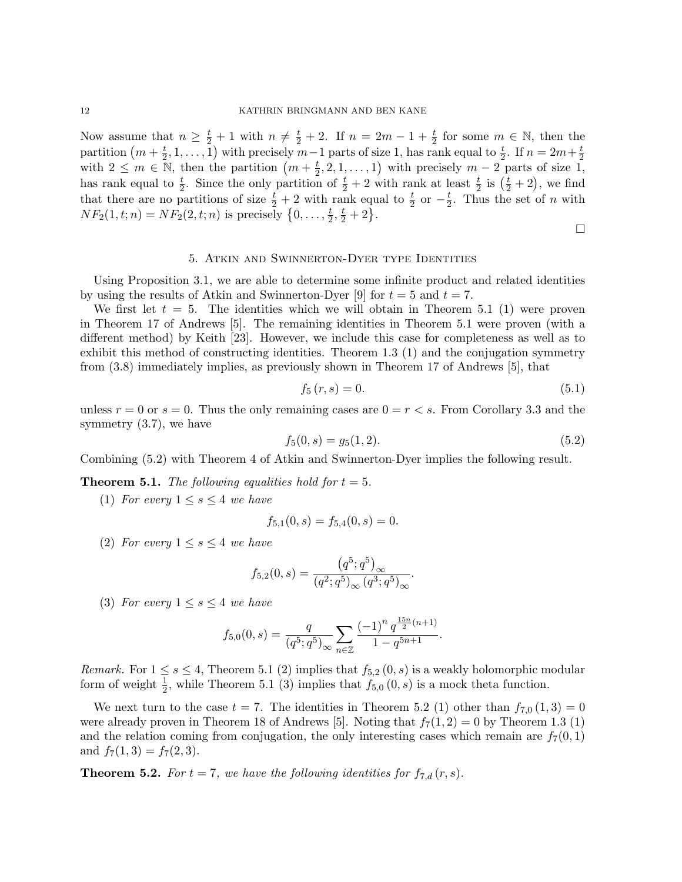Now assume that $n \geq \frac{t}{2}+1$ with $n \neq \frac{t}{2}+2$. If $n = 2m-1+\frac{t}{2}$ for some $m \in \mathbb{N}$, then the partition $\left(m+\frac{t}{2}, 1, \ldots, 1\right)$ with precisely $m-1$ parts of size 1, has rank equal to $\frac{t}{2}$. If $n = 2m+\frac{t}{2}$ with $2 \leq m \in \mathbb{N}$, then the partition $\left(m+\frac{t}{2}, 2, 1, \ldots, 1\right)$ with precisely $m-2$ parts of size 1, has rank equal to $\frac{t}{2}$. Since the only partition of $\frac{t}{2}+2$ with rank at least $\frac{t}{2}$ is $\left(\frac{t}{2}+2\right)$, we find that there are no partitions of size $\frac{t}{2}+2$ with rank equal to $\frac{t}{2}$ or $-\frac{t}{2}$. Thus the set of $n$ with $NF_2(1, t; n) = NF_2(2, t; n)$ is precisely $\left\{0, \ldots, \frac{t}{2}, \frac{t}{2}+2\right\}$.

$\square$

## 5. Atkin and Swinnerton-Dyer type Identities

Using Proposition 3.1, we are able to determine some infinite product and related identities by using the results of Atkin and Swinnerton-Dyer [9] for $t = 5$ and $t = 7$.

We first let $t = 5$. The identities which we will obtain in Theorem 5.1 (1) were proven in Theorem 17 of Andrews [5]. The remaining identities in Theorem 5.1 were proven (with a different method) by Keith [23]. However, we include this case for completeness as well as to exhibit this method of constructing identities. Theorem 1.3 (1) and the conjugation symmetry from (3.8) immediately implies, as previously shown in Theorem 17 of Andrews [5], that

$$f_5(r, s) = 0. \tag{5.1}$$

unless $r = 0$ or $s = 0$. Thus the only remaining cases are $0 = r < s$. From Corollary 3.3 and the symmetry (3.7), we have

$$f_5(0, s) = g_5(1, 2). \tag{5.2}$$

Combining (5.2) with Theorem 4 of Atkin and Swinnerton-Dyer implies the following result.

**Theorem 5.1.** *The following equalities hold for $t = 5$.*

(1) *For every $1 \leq s \leq 4$ we have*

$$f_{5,1}(0, s) = f_{5,4}(0, s) = 0.$$

(2) *For every $1 \leq s \leq 4$ we have*

$$f_{5,2}(0, s) = \frac{\left(q^5; q^5\right)_\infty}{\left(q^2; q^5\right)_\infty \left(q^3; q^5\right)_\infty}.$$

(3) *For every $1 \leq s \leq 4$ we have*

$$f_{5,0}(0, s) = \frac{q}{\left(q^5; q^5\right)_\infty} \sum_{n \in \mathbb{Z}} \frac{(-1)^n q^{\frac{15n}{2}(n+1)}}{1-q^{5n+1}}.$$

*Remark.* For $1 \leq s \leq 4$, Theorem 5.1 (2) implies that $f_{5,2}(0, s)$ is a weakly holomorphic modular form of weight $\frac{1}{2}$, while Theorem 5.1 (3) implies that $f_{5,0}(0, s)$ is a mock theta function.

We next turn to the case $t = 7$. The identities in Theorem 5.2 (1) other than $f_{7,0}(1, 3) = 0$ were already proven in Theorem 18 of Andrews [5]. Noting that $f_7(1, 2) = 0$ by Theorem 1.3 (1) and the relation coming from conjugation, the only interesting cases which remain are $f_7(0, 1)$ and $f_7(1, 3) = f_7(2, 3)$.

**Theorem 5.2.** *For $t = 7$, we have the following identities for $f_{7,d}(r, s)$.*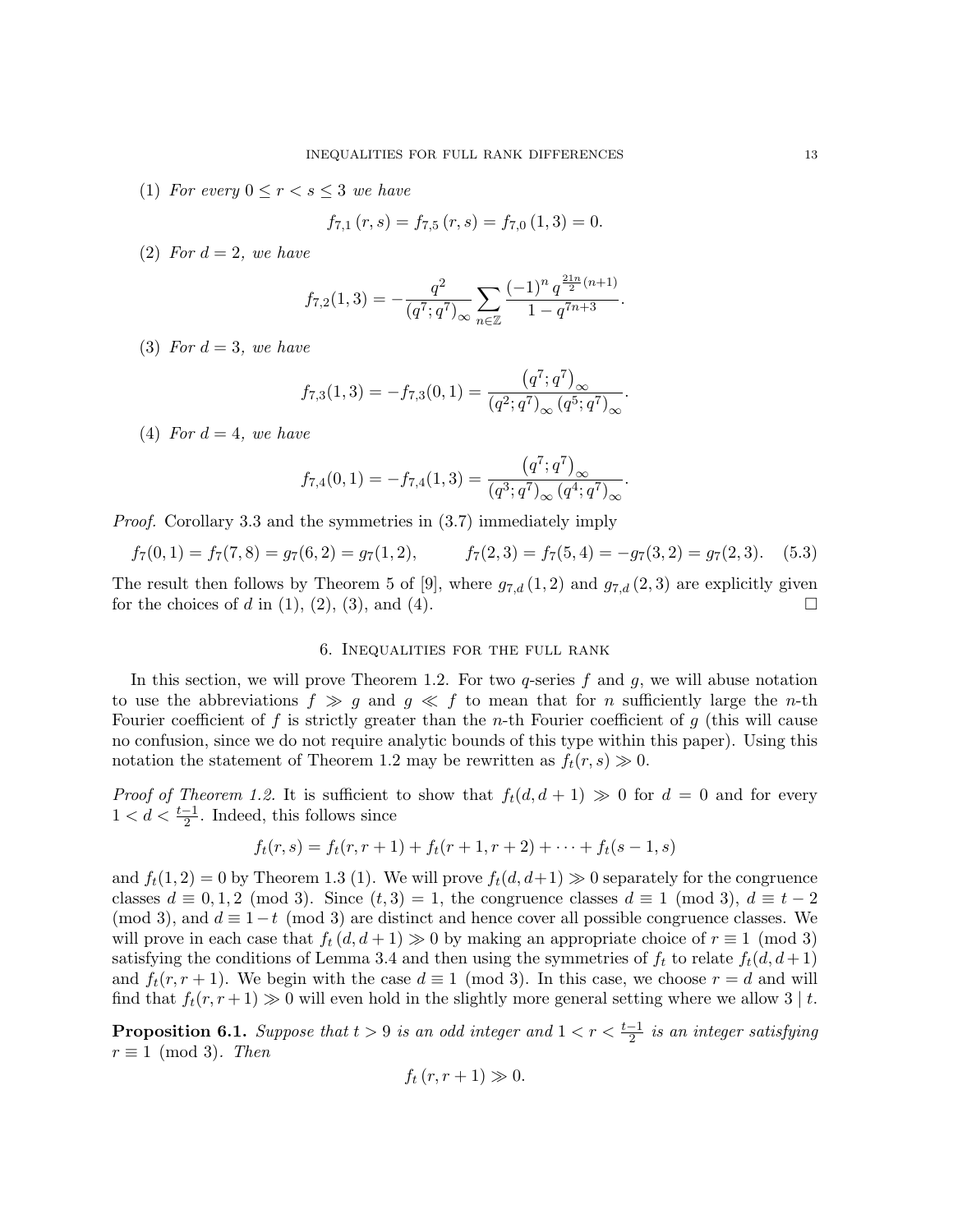(1) *For every* $0 \leq r < s \leq 3$ *we have*

$$f_{7,1}(r,s) = f_{7,5}(r,s) = f_{7,0}(1,3) = 0.$$

(2) *For* $d = 2$*, we have*

$$f_{7,2}(1,3) = -\frac{q^2}{(q^7;q^7)_\infty} \sum_{n\in\mathbb{Z}} \frac{(-1)^n q^{\frac{21n}{2}(n+1)}}{1-q^{7n+3}}.$$

(3) *For* $d = 3$*, we have*

$$f_{7,3}(1,3) = -f_{7,3}(0,1) = \frac{\left(q^7;q^7\right)_\infty}{(q^2;q^7)_\infty (q^5;q^7)_\infty}.$$

(4) *For* $d = 4$*, we have*

$$f_{7,4}(0,1) = -f_{7,4}(1,3) = \frac{\left(q^7;q^7\right)_\infty}{(q^3;q^7)_\infty (q^4;q^7)_\infty}.$$

*Proof.* Corollary 3.3 and the symmetries in (3.7) immediately imply

$$f_7(0,1) = f_7(7,8) = g_7(6,2) = g_7(1,2), \qquad f_7(2,3) = f_7(5,4) = -g_7(3,2) = g_7(2,3). \quad (5.3)$$

The result then follows by Theorem 5 of [9], where $g_{7,d}(1,2)$ and $g_{7,d}(2,3)$ are explicitly given for the choices of $d$ in (1), (2), (3), and (4). $\square$

## 6. Inequalities for the full rank

In this section, we will prove Theorem 1.2. For two $q$-series $f$ and $g$, we will abuse notation to use the abbreviations $f \gg g$ and $g \ll f$ to mean that for $n$ sufficiently large the $n$-th Fourier coefficient of $f$ is strictly greater than the $n$-th Fourier coefficient of $g$ (this will cause no confusion, since we do not require analytic bounds of this type within this paper). Using this notation the statement of Theorem 1.2 may be rewritten as $f_t(r,s) \gg 0$.

*Proof of Theorem 1.2.* It is sufficient to show that $f_t(d,d+1) \gg 0$ for $d = 0$ and for every $1 < d < \frac{t-1}{2}$. Indeed, this follows since

$$f_t(r,s) = f_t(r,r+1) + f_t(r+1,r+2) + \cdots + f_t(s-1,s)$$

and $f_t(1,2) = 0$ by Theorem 1.3 (1). We will prove $f_t(d,d+1) \gg 0$ separately for the congruence classes $d \equiv 0,1,2 \pmod 3$. Since $(t,3) = 1$, the congruence classes $d \equiv 1 \pmod 3$, $d \equiv t-2 \pmod 3$, and $d \equiv 1-t \pmod 3$ are distinct and hence cover all possible congruence classes. We will prove in each case that $f_t(d,d+1) \gg 0$ by making an appropriate choice of $r \equiv 1 \pmod 3$ satisfying the conditions of Lemma 3.4 and then using the symmetries of $f_t$ to relate $f_t(d,d+1)$ and $f_t(r,r+1)$. We begin with the case $d \equiv 1 \pmod 3$. In this case, we choose $r = d$ and will find that $f_t(r,r+1) \gg 0$ will even hold in the slightly more general setting where we allow $3 \mid t$.

**Proposition 6.1.** *Suppose that* $t > 9$ *is an odd integer and* $1 < r < \frac{t-1}{2}$ *is an integer satisfying* $r \equiv 1 \pmod 3$*. Then*

$$f_t(r,r+1) \gg 0.$$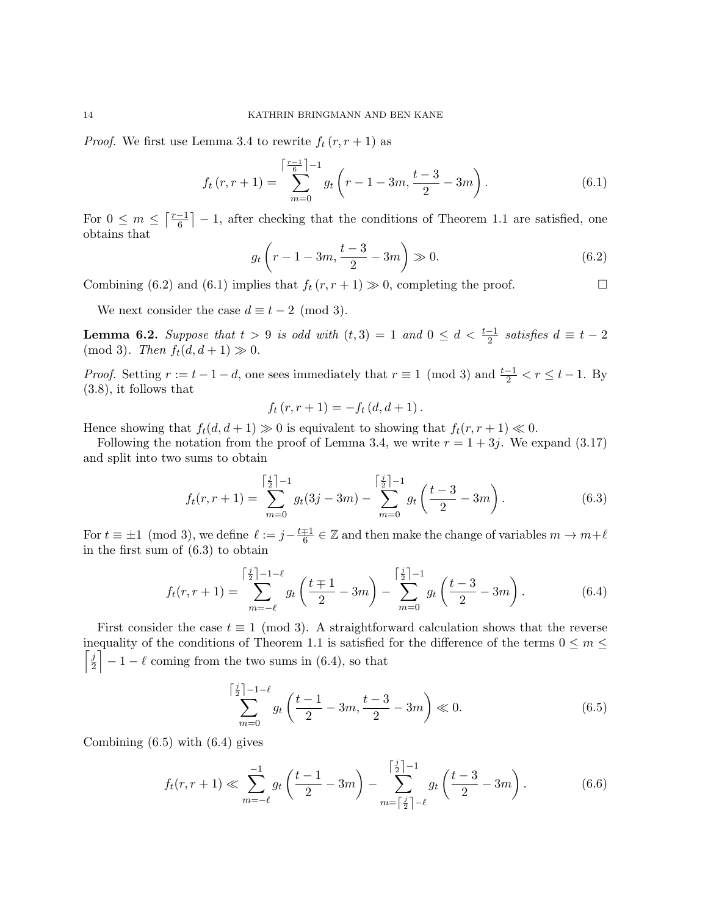*Proof.* We first use Lemma 3.4 to rewrite $f_t(r, r+1)$ as

$$f_t(r, r+1) = \sum_{m=0}^{\left\lceil \frac{r-1}{6} \right\rceil -1} g_t\left(r-1-3m, \frac{t-3}{2} - 3m\right). \tag{6.1}$$

For $0 \leq m \leq \left\lceil \frac{r-1}{6} \right\rceil - 1$, after checking that the conditions of Theorem 1.1 are satisfied, one obtains that

$$g_t\left(r-1-3m, \frac{t-3}{2} - 3m\right) \gg 0. \tag{6.2}$$

Combining (6.2) and (6.1) implies that $f_t(r, r+1) \gg 0$, completing the proof. $\square$

We next consider the case $d \equiv t-2 \pmod 3$.

**Lemma 6.2.** *Suppose that $t > 9$ is odd with $(t, 3) = 1$ and $0 \leq d < \frac{t-1}{2}$ satisfies $d \equiv t-2 \pmod 3$. Then $f_t(d, d+1) \gg 0$.*

*Proof.* Setting $r := t-1-d$, one sees immediately that $r \equiv 1 \pmod 3$ and $\frac{t-1}{2} < r \leq t-1$. By (3.8), it follows that

$$f_t(r, r+1) = -f_t(d, d+1).$$

Hence showing that $f_t(d, d+1) \gg 0$ is equivalent to showing that $f_t(r, r+1) \ll 0$.

Following the notation from the proof of Lemma 3.4, we write $r = 1 + 3j$. We expand (3.17) and split into two sums to obtain

$$f_t(r, r+1) = \sum_{m=0}^{\left\lceil \frac{j}{2} \right\rceil -1} g_t(3j - 3m) - \sum_{m=0}^{\left\lceil \frac{j}{2} \right\rceil -1} g_t\left(\frac{t-3}{2} - 3m\right). \tag{6.3}$$

For $t \equiv \pm 1 \pmod 3$, we define $\ell := j - \frac{t \mp 1}{6} \in \mathbb{Z}$ and then make the change of variables $m \to m + \ell$ in the first sum of (6.3) to obtain

$$f_t(r, r+1) = \sum_{m=-\ell}^{\left\lceil \frac{j}{2} \right\rceil -1-\ell} g_t\left(\frac{t \mp 1}{2} - 3m\right) - \sum_{m=0}^{\left\lceil \frac{j}{2} \right\rceil -1} g_t\left(\frac{t-3}{2} - 3m\right). \tag{6.4}$$

First consider the case $t \equiv 1 \pmod 3$. A straightforward calculation shows that the reverse inequality of the conditions of Theorem 1.1 is satisfied for the difference of the terms $0 \leq m \leq \left\lceil \frac{j}{2} \right\rceil - 1 - \ell$ coming from the two sums in (6.4), so that

$$\sum_{m=0}^{\left\lceil \frac{j}{2} \right\rceil -1-\ell} g_t\left(\frac{t-1}{2} - 3m, \frac{t-3}{2} - 3m\right) \ll 0. \tag{6.5}$$

Combining (6.5) with (6.4) gives

$$f_t(r, r+1) \ll \sum_{m=-\ell}^{-1} g_t\left(\frac{t-1}{2} - 3m\right) - \sum_{m=\left\lceil \frac{j}{2} \right\rceil -\ell}^{\left\lceil \frac{j}{2} \right\rceil -1} g_t\left(\frac{t-3}{2} - 3m\right). \tag{6.6}$$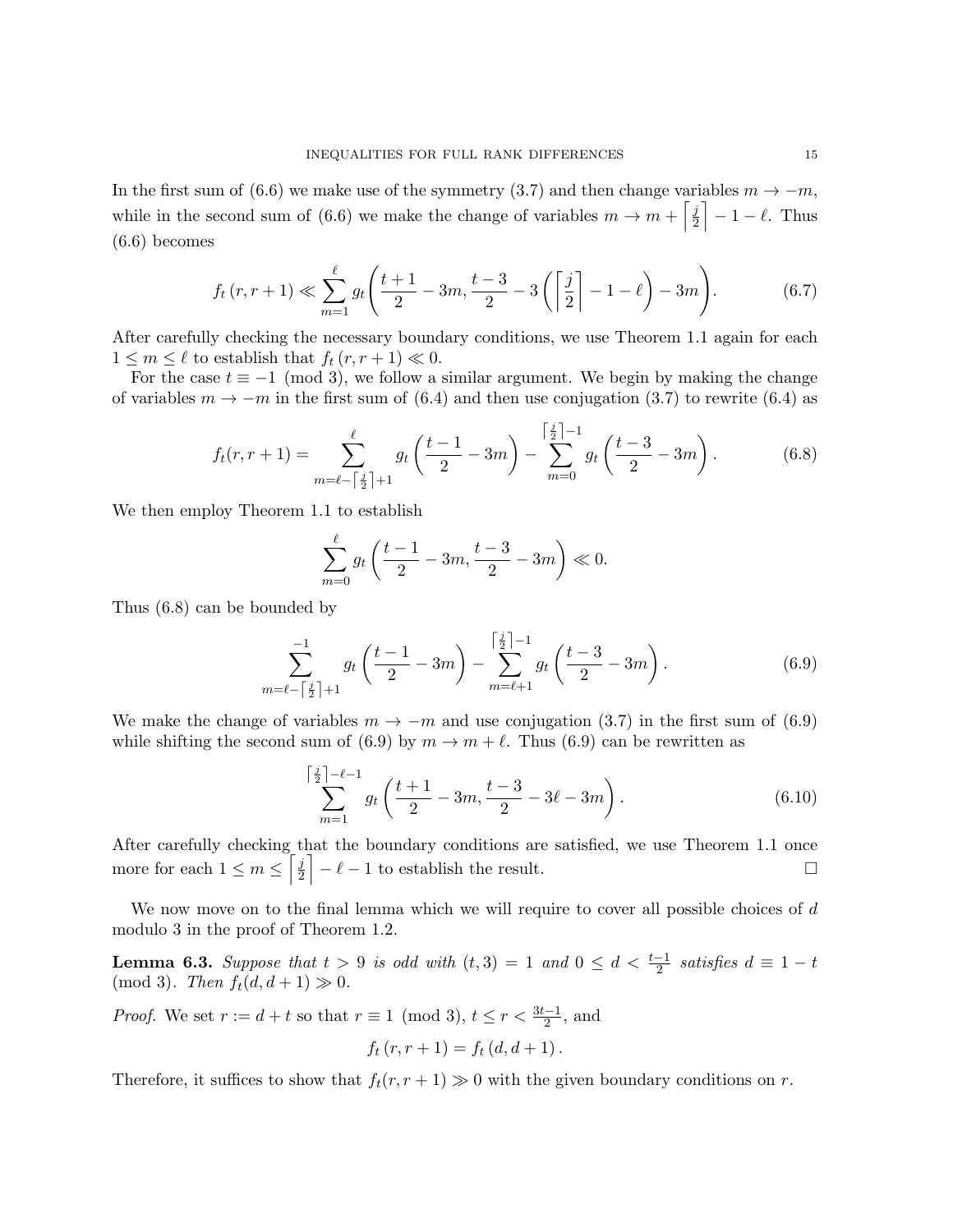In the first sum of (6.6) we make use of the symmetry (3.7) and then change variables $m \to -m$, while in the second sum of (6.6) we make the change of variables $m \to m + \left\lceil \frac{j}{2} \right\rceil - 1 - \ell$. Thus (6.6) becomes

$$f_t\left(r, r+1\right) \ll \sum_{m=1}^{\ell} g_t\Bigg(\frac{t+1}{2} - 3m, \frac{t-3}{2} - 3\left(\left\lceil \frac{j}{2} \right\rceil - 1 - \ell\right) - 3m\Bigg). \tag{6.7}$$

After carefully checking the necessary boundary conditions, we use Theorem 1.1 again for each $1 \leq m \leq \ell$ to establish that $f_t\left(r, r+1\right) \ll 0$.

For the case $t \equiv -1 \pmod 3$, we follow a similar argument. We begin by making the change of variables $m \to -m$ in the first sum of (6.4) and then use conjugation (3.7) to rewrite (6.4) as

$$f_t(r, r+1) = \sum_{m=\ell-\left\lceil \frac{j}{2} \right\rceil+1}^{\ell} g_t\left(\frac{t-1}{2} - 3m\right) - \sum_{m=0}^{\left\lceil \frac{j}{2} \right\rceil-1} g_t\left(\frac{t-3}{2} - 3m\right). \tag{6.8}$$

We then employ Theorem 1.1 to establish

$$\sum_{m=0}^{\ell} g_t\left(\frac{t-1}{2} - 3m, \frac{t-3}{2} - 3m\right) \ll 0.$$

Thus (6.8) can be bounded by

$$\sum_{m=\ell-\left\lceil \frac{j}{2} \right\rceil+1}^{-1} g_t\left(\frac{t-1}{2} - 3m\right) - \sum_{m=\ell+1}^{\left\lceil \frac{j}{2} \right\rceil-1} g_t\left(\frac{t-3}{2} - 3m\right). \tag{6.9}$$

We make the change of variables $m \to -m$ and use conjugation (3.7) in the first sum of (6.9) while shifting the second sum of (6.9) by $m \to m + \ell$. Thus (6.9) can be rewritten as

$$\sum_{m=1}^{\left\lceil \frac{j}{2} \right\rceil-\ell-1} g_t\left(\frac{t+1}{2} - 3m, \frac{t-3}{2} - 3\ell - 3m\right). \tag{6.10}$$

After carefully checking that the boundary conditions are satisfied, we use Theorem 1.1 once more for each $1 \leq m \leq \left\lceil \frac{j}{2} \right\rceil - \ell - 1$ to establish the result. $\square$

We now move on to the final lemma which we will require to cover all possible choices of $d$ modulo 3 in the proof of Theorem 1.2.

**Lemma 6.3.** *Suppose that $t > 9$ is odd with $(t, 3) = 1$ and $0 \leq d < \frac{t-1}{2}$ satisfies $d \equiv 1 - t \pmod 3$. Then $f_t(d, d+1) \gg 0$.*

*Proof.* We set $r := d + t$ so that $r \equiv 1 \pmod 3$, $t \leq r < \frac{3t-1}{2}$, and

$$f_t\left(r, r+1\right) = f_t\left(d, d+1\right).$$

Therefore, it suffices to show that $f_t(r, r+1) \gg 0$ with the given boundary conditions on $r$.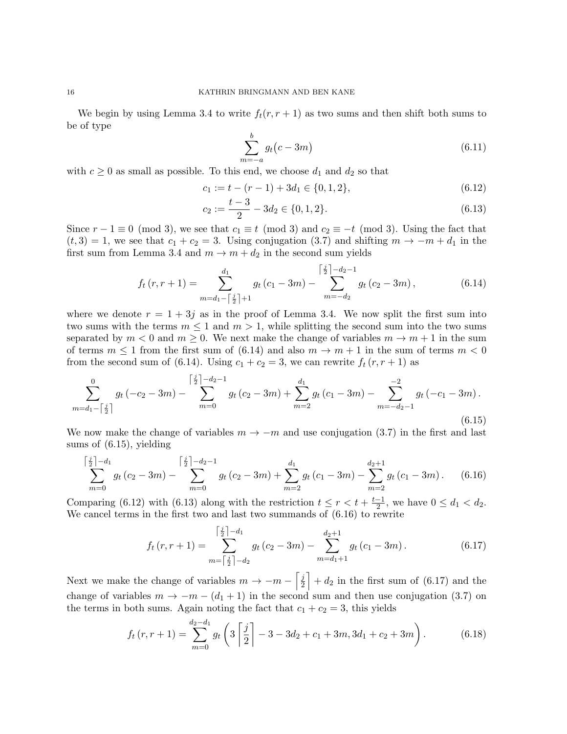We begin by using Lemma 3.4 to write $f_t(r, r+1)$ as two sums and then shift both sums to be of type

$$\sum_{m=-a}^{b} g_t\big(c - 3m\big) \tag{6.11}$$

with $c \geq 0$ as small as possible. To this end, we choose $d_1$ and $d_2$ so that

$$c_1 := t - (r-1) + 3d_1 \in \{0, 1, 2\}, \tag{6.12}$$

$$c_2 := \frac{t-3}{2} - 3d_2 \in \{0, 1, 2\}. \tag{6.13}$$

Since $r - 1 \equiv 0 \pmod{3}$, we see that $c_1 \equiv t \pmod{3}$ and $c_2 \equiv -t \pmod{3}$. Using the fact that $(t, 3) = 1$, we see that $c_1 + c_2 = 3$. Using conjugation (3.7) and shifting $m \to -m + d_1$ in the first sum from Lemma 3.4 and $m \to m + d_2$ in the second sum yields

$$f_t\left(r, r+1\right) = \sum_{m=d_1 - \left\lceil \frac{j}{2} \right\rceil + 1}^{d_1} g_t\left(c_1 - 3m\right) - \sum_{m=-d_2}^{\left\lceil \frac{j}{2} \right\rceil - d_2 - 1} g_t\left(c_2 - 3m\right), \tag{6.14}$$

where we denote $r = 1 + 3j$ as in the proof of Lemma 3.4. We now split the first sum into two sums with the terms $m \leq 1$ and $m > 1$, while splitting the second sum into the two sums separated by $m < 0$ and $m \geq 0$. We next make the change of variables $m \to m + 1$ in the sum of terms $m \leq 1$ from the first sum of (6.14) and also $m \to m + 1$ in the sum of terms $m < 0$ from the second sum of (6.14). Using $c_1 + c_2 = 3$, we can rewrite $f_t\left(r, r+1\right)$ as

$$\sum_{m=d_1 - \left\lceil \frac{j}{2} \right\rceil}^{0} g_t\left(-c_2 - 3m\right) - \sum_{m=0}^{\left\lceil \frac{j}{2} \right\rceil - d_2 - 1} g_t\left(c_2 - 3m\right) + \sum_{m=2}^{d_1} g_t\left(c_1 - 3m\right) - \sum_{m=-d_2-1}^{-2} g_t\left(-c_1 - 3m\right). \tag{6.15}$$

We now make the change of variables $m \to -m$ and use conjugation (3.7) in the first and last sums of (6.15), yielding

$$\sum_{m=0}^{\left\lceil \frac{j}{2} \right\rceil - d_1} g_t\left(c_2 - 3m\right) - \sum_{m=0}^{\left\lceil \frac{j}{2} \right\rceil - d_2 - 1} g_t\left(c_2 - 3m\right) + \sum_{m=2}^{d_1} g_t\left(c_1 - 3m\right) - \sum_{m=2}^{d_2+1} g_t\left(c_1 - 3m\right). \tag{6.16}$$

Comparing (6.12) with (6.13) along with the restriction $t \leq r < t + \frac{t-1}{2}$, we have $0 \leq d_1 < d_2$. We cancel terms in the first two and last two summands of (6.16) to rewrite

$$f_t\left(r, r+1\right) = \sum_{m=\left\lceil \frac{j}{2} \right\rceil - d_2}^{\left\lceil \frac{j}{2} \right\rceil - d_1} g_t\left(c_2 - 3m\right) - \sum_{m=d_1+1}^{d_2+1} g_t\left(c_1 - 3m\right). \tag{6.17}$$

Next we make the change of variables $m \to -m - \left\lceil \frac{j}{2} \right\rceil + d_2$ in the first sum of (6.17) and the change of variables $m \to -m - (d_1 + 1)$ in the second sum and then use conjugation (3.7) on the terms in both sums. Again noting the fact that $c_1 + c_2 = 3$, this yields

$$f_t\left(r, r+1\right) = \sum_{m=0}^{d_2 - d_1} g_t\left(3\left\lceil \frac{j}{2} \right\rceil - 3 - 3d_2 + c_1 + 3m, 3d_1 + c_2 + 3m\right). \tag{6.18}$$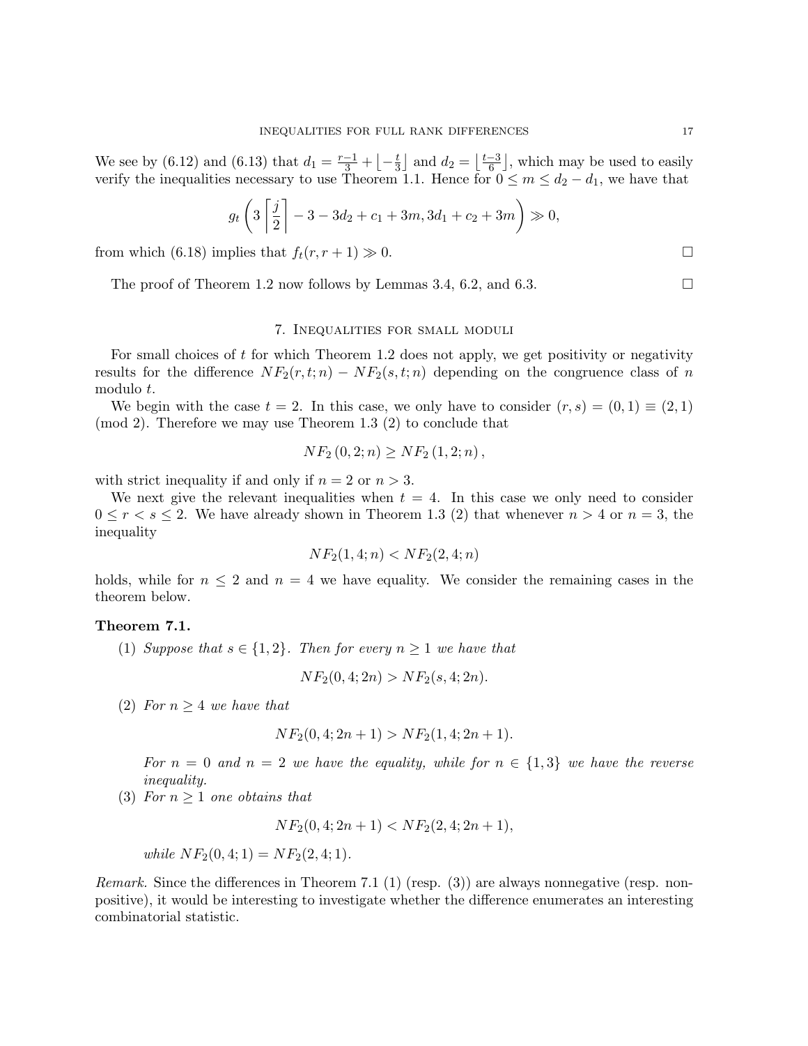We see by (6.12) and (6.13) that $d_1 = \frac{r-1}{3} + \left\lfloor -\frac{t}{3} \right\rfloor$ and $d_2 = \left\lfloor \frac{t-3}{6} \right\rfloor$, which may be used to easily verify the inequalities necessary to use Theorem 1.1. Hence for $0 \leq m \leq d_2 - d_1$, we have that

$$g_t\left(3\left\lceil \frac{j}{2} \right\rceil - 3 - 3d_2 + c_1 + 3m, 3d_1 + c_2 + 3m\right) \gg 0,$$

from which (6.18) implies that $f_t(r, r+1) \gg 0$. $\square$

The proof of Theorem 1.2 now follows by Lemmas 3.4, 6.2, and 6.3. $\square$

## 7. Inequalities for small moduli

For small choices of $t$ for which Theorem 1.2 does not apply, we get positivity or negativity results for the difference $NF_2(r, t; n) - NF_2(s, t; n)$ depending on the congruence class of $n$ modulo $t$.

We begin with the case $t = 2$. In this case, we only have to consider $(r, s) = (0, 1) \equiv (2, 1) \pmod{2}$. Therefore we may use Theorem 1.3 (2) to conclude that

$$NF_2\left(0, 2; n\right) \geq NF_2\left(1, 2; n\right),$$

with strict inequality if and only if $n = 2$ or $n > 3$.

We next give the relevant inequalities when $t = 4$. In this case we only need to consider $0 \leq r < s \leq 2$. We have already shown in Theorem 1.3 (2) that whenever $n > 4$ or $n = 3$, the inequality

$$NF_2(1, 4; n) < NF_2(2, 4; n)$$

holds, while for $n \leq 2$ and $n = 4$ we have equality. We consider the remaining cases in the theorem below.

**Theorem 7.1.**

(1) *Suppose that $s \in \{1, 2\}$. Then for every $n \geq 1$ we have that*

$$NF_2(0, 4; 2n) > NF_2(s, 4; 2n).$$

(2) *For $n \geq 4$ we have that*

$$NF_2(0, 4; 2n+1) > NF_2(1, 4; 2n+1).$$

*For $n = 0$ and $n = 2$ we have the equality, while for $n \in \{1, 3\}$ we have the reverse inequality.*

(3) *For $n \geq 1$ one obtains that*

$$NF_2(0, 4; 2n+1) < NF_2(2, 4; 2n+1),$$

*while $NF_2(0, 4; 1) = NF_2(2, 4; 1)$.*

*Remark.* Since the differences in Theorem 7.1 (1) (resp. (3)) are always nonnegative (resp. nonpositive), it would be interesting to investigate whether the difference enumerates an interesting combinatorial statistic.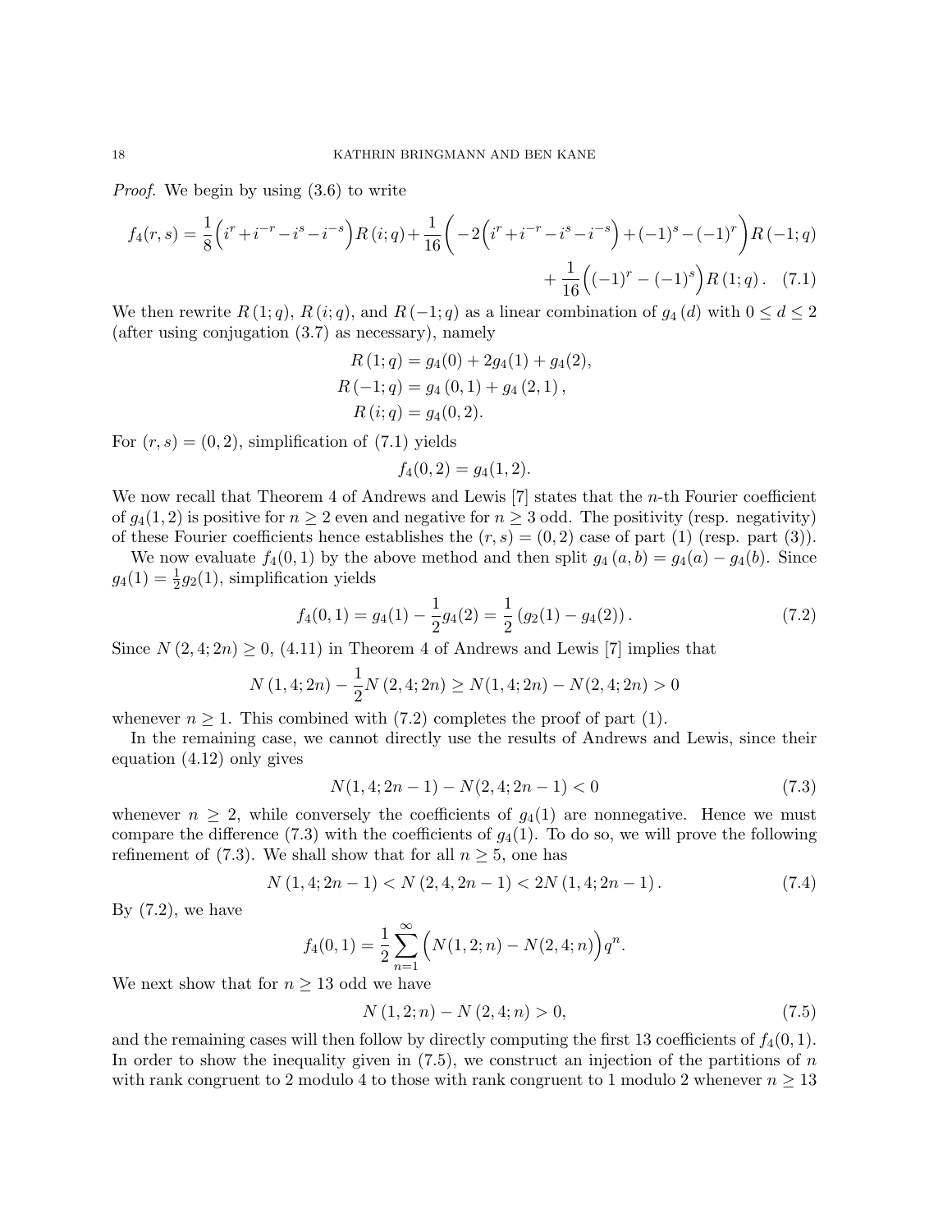*Proof.* We begin by using (3.6) to write

$$f_4(r,s) = \frac{1}{8}\Big(i^r + i^{-r} - i^s - i^{-s}\Big) R(i;q) + \frac{1}{16}\bigg(-2\Big(i^r + i^{-r} - i^s - i^{-s}\Big) + (-1)^s - (-1)^r\bigg) R(-1;q) + \frac{1}{16}\Big((-1)^r - (-1)^s\Big) R(1;q). \quad (7.1)$$

We then rewrite $R(1;q)$, $R(i;q)$, and $R(-1;q)$ as a linear combination of $g_4(d)$ with $0 \leq d \leq 2$ (after using conjugation (3.7) as necessary), namely

$$R(1;q) = g_4(0) + 2g_4(1) + g_4(2),$$
$$R(-1;q) = g_4(0,1) + g_4(2,1),$$
$$R(i;q) = g_4(0,2).$$

For $(r,s) = (0,2)$, simplification of (7.1) yields

$$f_4(0,2) = g_4(1,2).$$

We now recall that Theorem 4 of Andrews and Lewis [7] states that the $n$-th Fourier coefficient of $g_4(1,2)$ is positive for $n \geq 2$ even and negative for $n \geq 3$ odd. The positivity (resp. negativity) of these Fourier coefficients hence establishes the $(r,s) = (0,2)$ case of part (1) (resp. part (3)).

We now evaluate $f_4(0,1)$ by the above method and then split $g_4(a,b) = g_4(a) - g_4(b)$. Since $g_4(1) = \frac{1}{2}g_2(1)$, simplification yields

$$f_4(0,1) = g_4(1) - \frac{1}{2}g_4(2) = \frac{1}{2}\left(g_2(1) - g_4(2)\right). \quad (7.2)$$

Since $N(2,4;2n) \geq 0$, (4.11) in Theorem 4 of Andrews and Lewis [7] implies that

$$N(1,4;2n) - \frac{1}{2}N(2,4;2n) \geq N(1,4;2n) - N(2,4;2n) > 0$$

whenever $n \geq 1$. This combined with (7.2) completes the proof of part (1).

In the remaining case, we cannot directly use the results of Andrews and Lewis, since their equation (4.12) only gives

$$N(1,4;2n-1) - N(2,4;2n-1) < 0 \quad (7.3)$$

whenever $n \geq 2$, while conversely the coefficients of $g_4(1)$ are nonnegative. Hence we must compare the difference (7.3) with the coefficients of $g_4(1)$. To do so, we will prove the following refinement of (7.3). We shall show that for all $n \geq 5$, one has

$$N(1,4;2n-1) < N(2,4,2n-1) < 2N(1,4;2n-1). \quad (7.4)$$

By (7.2), we have

$$f_4(0,1) = \frac{1}{2}\sum_{n=1}^{\infty}\Big(N(1,2;n) - N(2,4;n)\Big)q^n.$$

We next show that for $n \geq 13$ odd we have

$$N(1,2;n) - N(2,4;n) > 0, \quad (7.5)$$

and the remaining cases will then follow by directly computing the first 13 coefficients of $f_4(0,1)$. In order to show the inequality given in (7.5), we construct an injection of the partitions of $n$ with rank congruent to 2 modulo 4 to those with rank congruent to 1 modulo 2 whenever $n \geq 13$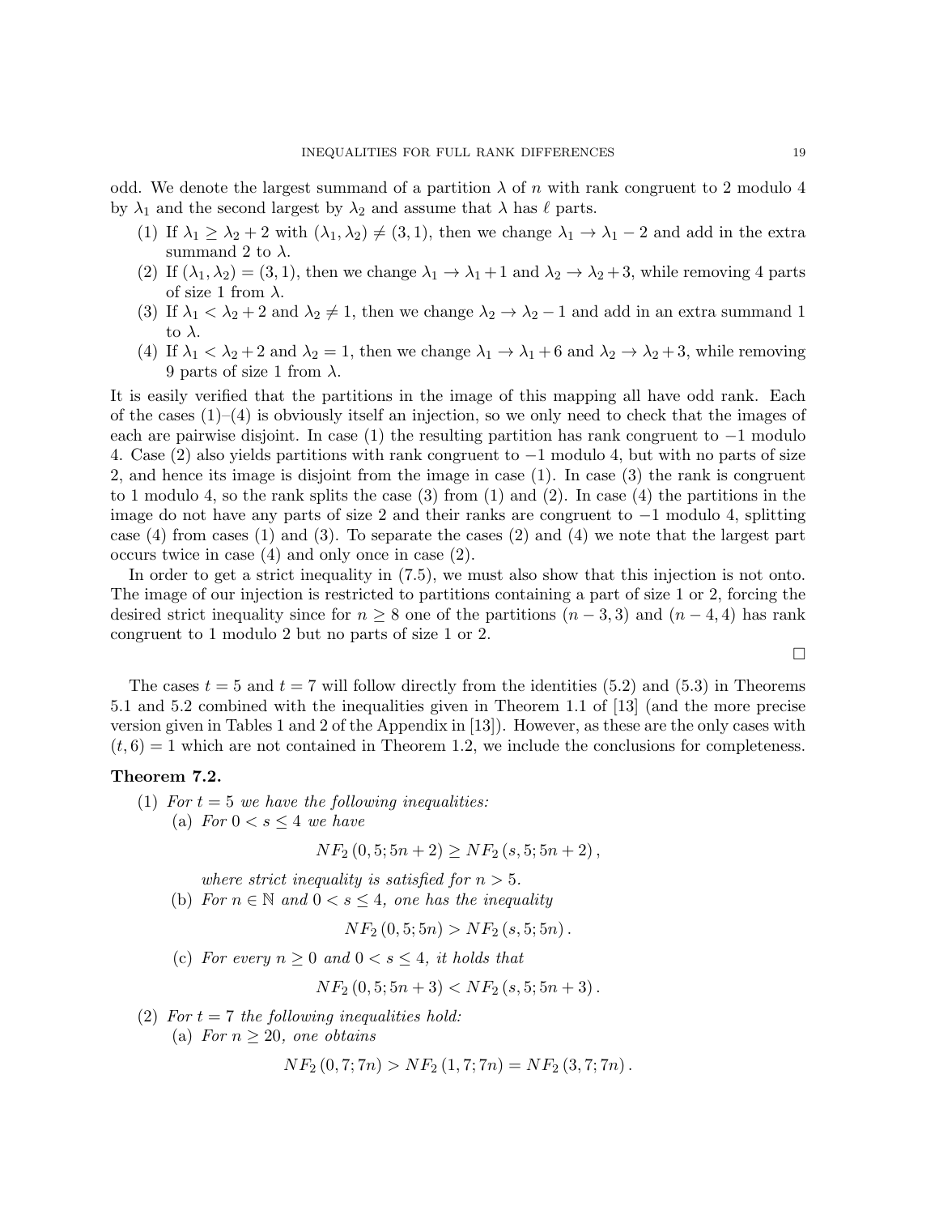odd. We denote the largest summand of a partition $\lambda$ of $n$ with rank congruent to 2 modulo 4 by $\lambda_1$ and the second largest by $\lambda_2$ and assume that $\lambda$ has $\ell$ parts.

1. If $\lambda_1 \geq \lambda_2 + 2$ with $(\lambda_1, \lambda_2) \neq (3, 1)$, then we change $\lambda_1 \to \lambda_1 - 2$ and add in the extra summand 2 to $\lambda$.
2. If $(\lambda_1, \lambda_2) = (3, 1)$, then we change $\lambda_1 \to \lambda_1 + 1$ and $\lambda_2 \to \lambda_2 + 3$, while removing 4 parts of size 1 from $\lambda$.
3. If $\lambda_1 < \lambda_2 + 2$ and $\lambda_2 \neq 1$, then we change $\lambda_2 \to \lambda_2 - 1$ and add in an extra summand 1 to $\lambda$.
4. If $\lambda_1 < \lambda_2 + 2$ and $\lambda_2 = 1$, then we change $\lambda_1 \to \lambda_1 + 6$ and $\lambda_2 \to \lambda_2 + 3$, while removing 9 parts of size 1 from $\lambda$.

It is easily verified that the partitions in the image of this mapping all have odd rank. Each of the cases (1)–(4) is obviously itself an injection, so we only need to check that the images of each are pairwise disjoint. In case (1) the resulting partition has rank congruent to $-1$ modulo 4. Case (2) also yields partitions with rank congruent to $-1$ modulo 4, but with no parts of size 2, and hence its image is disjoint from the image in case (1). In case (3) the rank is congruent to 1 modulo 4, so the rank splits the case (3) from (1) and (2). In case (4) the partitions in the image do not have any parts of size 2 and their ranks are congruent to $-1$ modulo 4, splitting case (4) from cases (1) and (3). To separate the cases (2) and (4) we note that the largest part occurs twice in case (4) and only once in case (2).

In order to get a strict inequality in (7.5), we must also show that this injection is not onto. The image of our injection is restricted to partitions containing a part of size 1 or 2, forcing the desired strict inequality since for $n \geq 8$ one of the partitions $(n-3, 3)$ and $(n-4, 4)$ has rank congruent to 1 modulo 2 but no parts of size 1 or 2.

□

The cases $t = 5$ and $t = 7$ will follow directly from the identities (5.2) and (5.3) in Theorems 5.1 and 5.2 combined with the inequalities given in Theorem 1.1 of [13] (and the more precise version given in Tables 1 and 2 of the Appendix in [13]). However, as these are the only cases with $(t, 6) = 1$ which are not contained in Theorem 1.2, we include the conclusions for completeness.

**Theorem 7.2.**

(1) *For $t = 5$ we have the following inequalities:*

(a) *For $0 < s \leq 4$ we have*

$$NF_2(0, 5; 5n+2) \geq NF_2(s, 5; 5n+2),$$

*where strict inequality is satisfied for $n > 5$.*

(b) *For $n \in \mathbb{N}$ and $0 < s \leq 4$, one has the inequality*

$$NF_2(0, 5; 5n) > NF_2(s, 5; 5n).$$

(c) *For every $n \geq 0$ and $0 < s \leq 4$, it holds that*

$$NF_2(0, 5; 5n+3) < NF_2(s, 5; 5n+3).$$

(2) *For $t = 7$ the following inequalities hold:*

(a) *For $n \geq 20$, one obtains*

$$NF_2(0, 7; 7n) > NF_2(1, 7; 7n) = NF_2(3, 7; 7n).$$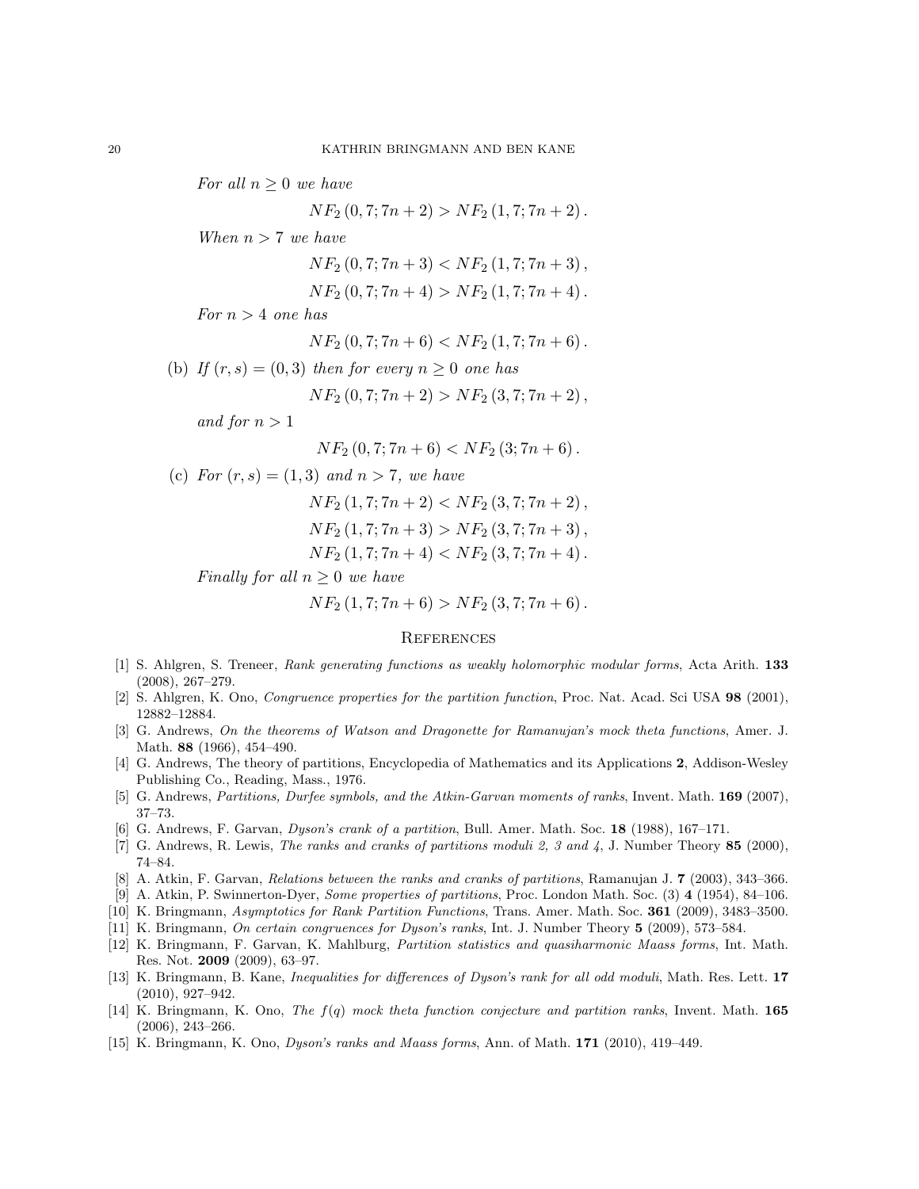*For all $n \geq 0$ we have*

$$NF_2\left(0,7;7n+2\right) > NF_2\left(1,7;7n+2\right).$$

*When $n > 7$ we have*

$$NF_2\left(0,7;7n+3\right) < NF_2\left(1,7;7n+3\right),$$

$$NF_2\left(0,7;7n+4\right) > NF_2\left(1,7;7n+4\right).$$

*For $n > 4$ one has*

$$NF_2\left(0,7;7n+6\right) < NF_2\left(1,7;7n+6\right).$$

(b) *If $(r,s) = (0,3)$ then for every $n \geq 0$ one has*

$$NF_2\left(0,7;7n+2\right) > NF_2\left(3,7;7n+2\right),$$

*and for $n > 1$*

$$NF_2\left(0,7;7n+6\right) < NF_2\left(3;7n+6\right).$$

(c) *For $(r,s) = (1,3)$ and $n > 7$, we have*

$$NF_2\left(1,7;7n+2\right) < NF_2\left(3,7;7n+2\right),$$

$$NF_2\left(1,7;7n+3\right) > NF_2\left(3,7;7n+3\right),$$

$$NF_2\left(1,7;7n+4\right) < NF_2\left(3,7;7n+4\right).$$

*Finally for all $n \geq 0$ we have*

$$NF_2\left(1,7;7n+6\right) > NF_2\left(3,7;7n+6\right).$$

## References

[1] S. Ahlgren, S. Treneer, *Rank generating functions as weakly holomorphic modular forms*, Acta Arith. **133** (2008), 267–279.

[2] S. Ahlgren, K. Ono, *Congruence properties for the partition function*, Proc. Nat. Acad. Sci USA **98** (2001), 12882–12884.

[3] G. Andrews, *On the theorems of Watson and Dragonette for Ramanujan's mock theta functions*, Amer. J. Math. **88** (1966), 454–490.

[4] G. Andrews, The theory of partitions, Encyclopedia of Mathematics and its Applications **2**, Addison-Wesley Publishing Co., Reading, Mass., 1976.

[5] G. Andrews, *Partitions, Durfee symbols, and the Atkin-Garvan moments of ranks*, Invent. Math. **169** (2007), 37–73.

[6] G. Andrews, F. Garvan, *Dyson's crank of a partition*, Bull. Amer. Math. Soc. **18** (1988), 167–171.

[7] G. Andrews, R. Lewis, *The ranks and cranks of partitions moduli 2, 3 and 4*, J. Number Theory **85** (2000), 74–84.

[8] A. Atkin, F. Garvan, *Relations between the ranks and cranks of partitions*, Ramanujan J. **7** (2003), 343–366.

[9] A. Atkin, P. Swinnerton-Dyer, *Some properties of partitions*, Proc. London Math. Soc. (3) **4** (1954), 84–106.

[10] K. Bringmann, *Asymptotics for Rank Partition Functions*, Trans. Amer. Math. Soc. **361** (2009), 3483–3500.

[11] K. Bringmann, *On certain congruences for Dyson's ranks*, Int. J. Number Theory **5** (2009), 573–584.

[12] K. Bringmann, F. Garvan, K. Mahlburg, *Partition statistics and quasiharmonic Maass forms*, Int. Math. Res. Not. **2009** (2009), 63–97.

[13] K. Bringmann, B. Kane, *Inequalities for differences of Dyson's rank for all odd moduli*, Math. Res. Lett. **17** (2010), 927–942.

[14] K. Bringmann, K. Ono, *The $f(q)$ mock theta function conjecture and partition ranks*, Invent. Math. **165** (2006), 243–266.

[15] K. Bringmann, K. Ono, *Dyson's ranks and Maass forms*, Ann. of Math. **171** (2010), 419–449.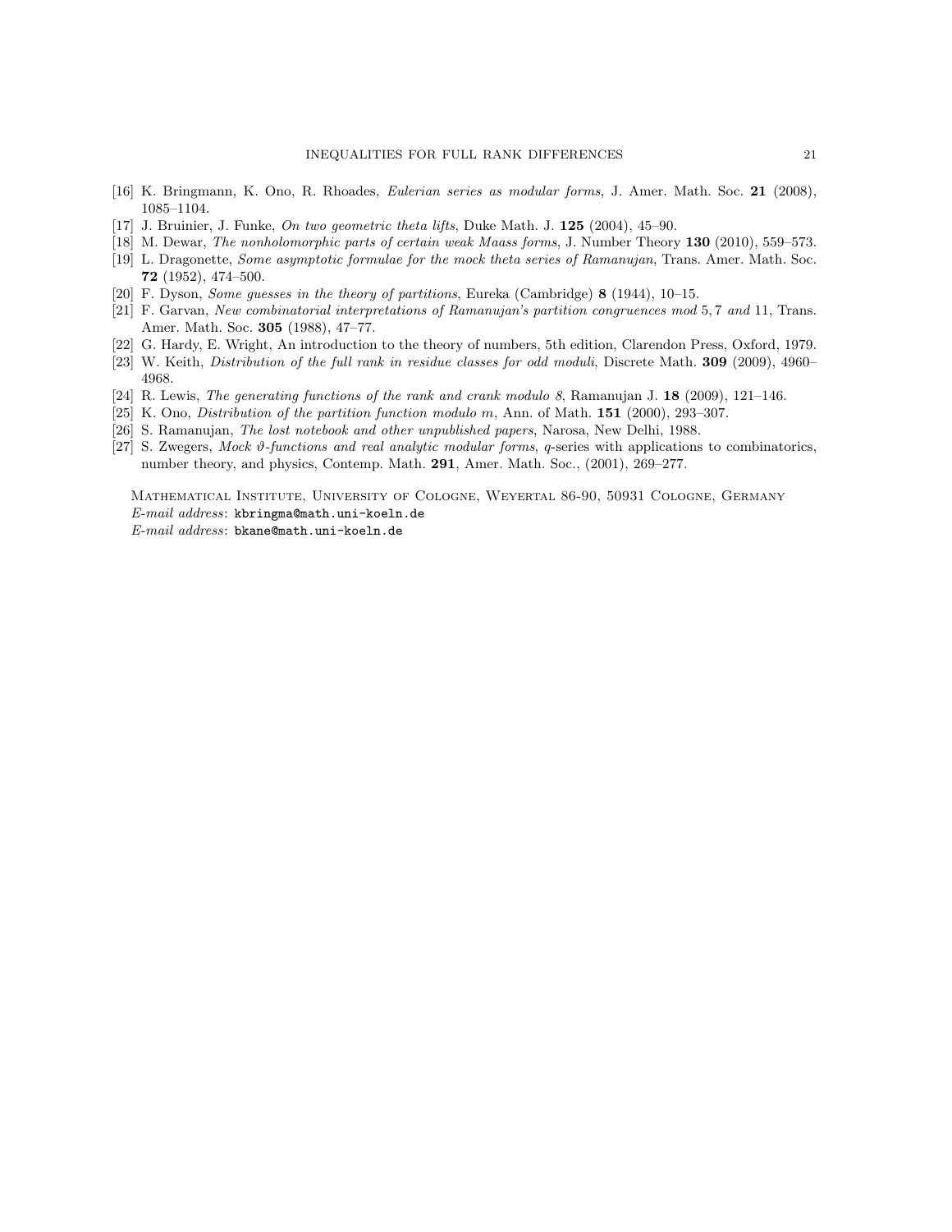[16] K. Bringmann, K. Ono, R. Rhoades, *Eulerian series as modular forms*, J. Amer. Math. Soc. **21** (2008), 1085–1104.

[17] J. Bruinier, J. Funke, *On two geometric theta lifts*, Duke Math. J. **125** (2004), 45–90.

[18] M. Dewar, *The nonholomorphic parts of certain weak Maass forms*, J. Number Theory **130** (2010), 559–573.

[19] L. Dragonette, *Some asymptotic formulae for the mock theta series of Ramanujan*, Trans. Amer. Math. Soc. **72** (1952), 474–500.

[20] F. Dyson, *Some guesses in the theory of partitions*, Eureka (Cambridge) **8** (1944), 10–15.

[21] F. Garvan, *New combinatorial interpretations of Ramanujan's partition congruences mod* 5, 7 *and* 11, Trans. Amer. Math. Soc. **305** (1988), 47–77.

[22] G. Hardy, E. Wright, An introduction to the theory of numbers, 5th edition, Clarendon Press, Oxford, 1979.

[23] W. Keith, *Distribution of the full rank in residue classes for odd moduli*, Discrete Math. **309** (2009), 4960–4968.

[24] R. Lewis, *The generating functions of the rank and crank modulo 8*, Ramanujan J. **18** (2009), 121–146.

[25] K. Ono, *Distribution of the partition function modulo* $m$, Ann. of Math. **151** (2000), 293–307.

[26] S. Ramanujan, *The lost notebook and other unpublished papers*, Narosa, New Delhi, 1988.

[27] S. Zwegers, *Mock $\vartheta$-functions and real analytic modular forms*, $q$-series with applications to combinatorics, number theory, and physics, Contemp. Math. **291**, Amer. Math. Soc., (2001), 269–277.

Mathematical Institute, University of Cologne, Weyertal 86-90, 50931 Cologne, Germany

*E-mail address*: kbringma@math.uni-koeln.de

*E-mail address*: bkane@math.uni-koeln.de